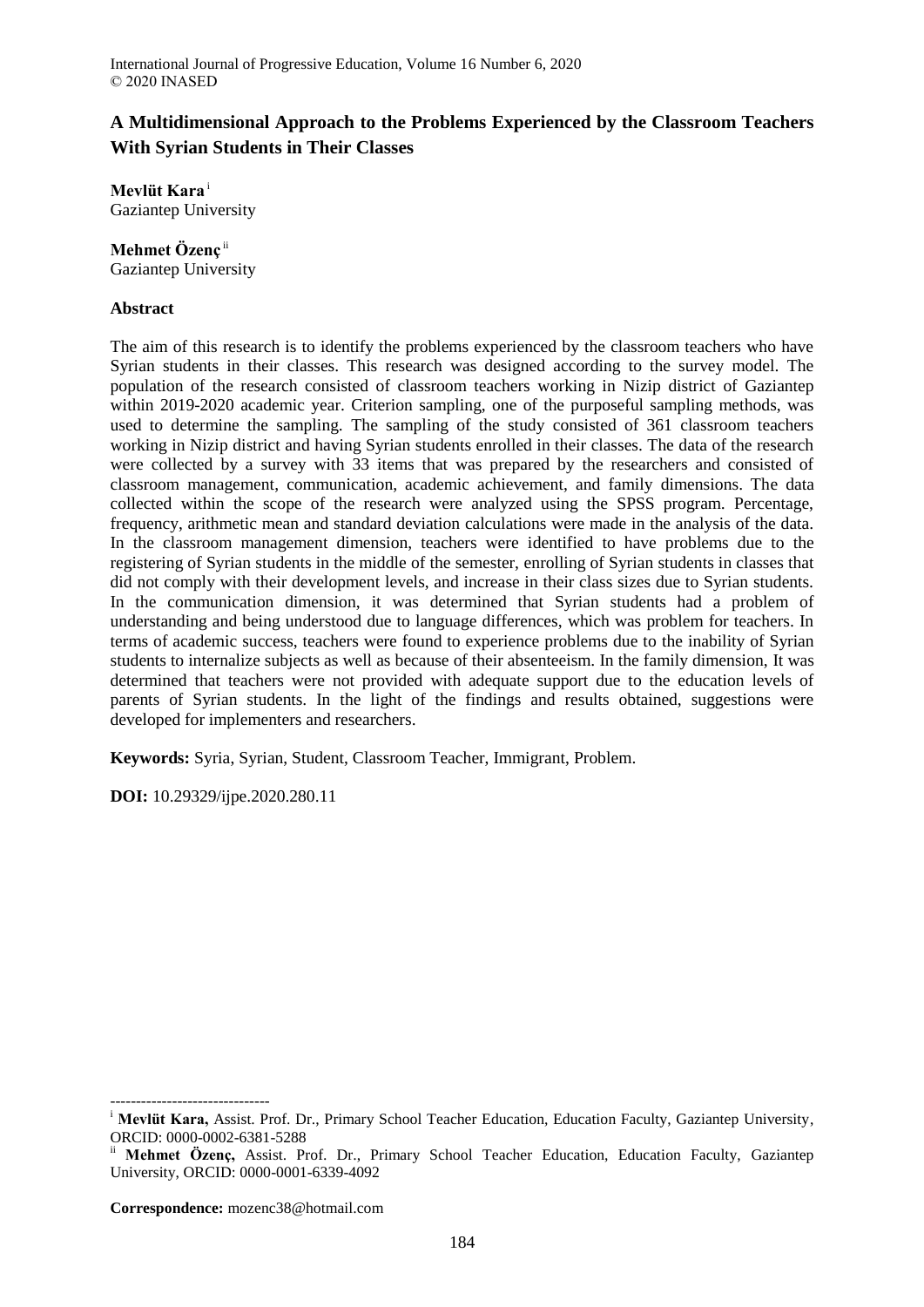# A Multidimensional Approach to the Problems Experienced by the Classroom Teachers With Syrian Students in Their Classes

**Mevlüt Kara** [i]
Gaziantep University

**Mehmet Özenç** [ii]
Gaziantep University

## Abstract

The aim of this research is to identify the problems experienced by the classroom teachers who have Syrian students in their classes. This research was designed according to the survey model. The population of the research consisted of classroom teachers working in Nizip district of Gaziantep within 2019-2020 academic year. Criterion sampling, one of the purposeful sampling methods, was used to determine the sampling. The sampling of the study consisted of 361 classroom teachers working in Nizip district and having Syrian students enrolled in their classes. The data of the research were collected by a survey with 33 items that was prepared by the researchers and consisted of classroom management, communication, academic achievement, and family dimensions. The data collected within the scope of the research were analyzed using the SPSS program. Percentage, frequency, arithmetic mean and standard deviation calculations were made in the analysis of the data. In the classroom management dimension, teachers were identified to have problems due to the registering of Syrian students in the middle of the semester, enrolling of Syrian students in classes that did not comply with their development levels, and increase in their class sizes due to Syrian students. In the communication dimension, it was determined that Syrian students had a problem of understanding and being understood due to language differences, which was problem for teachers. In terms of academic success, teachers were found to experience problems due to the inability of Syrian students to internalize subjects as well as because of their absenteeism. In the family dimension, It was determined that teachers were not provided with adequate support due to the education levels of parents of Syrian students. In the light of the findings and results obtained, suggestions were developed for implementers and researchers.

**Keywords:** Syria, Syrian, Student, Classroom Teacher, Immigrant, Problem.

**DOI:** 10.29329/ijpe.2020.280.11

-------------------------------

[i] **Mevlüt Kara,** Assist. Prof. Dr., Primary School Teacher Education, Education Faculty, Gaziantep University, ORCID: 0000-0002-6381-5288

[ii] **Mehmet Özenç,** Assist. Prof. Dr., Primary School Teacher Education, Education Faculty, Gaziantep University, ORCID: 0000-0001-6339-4092

**Correspondence:** mozenc38@hotmail.com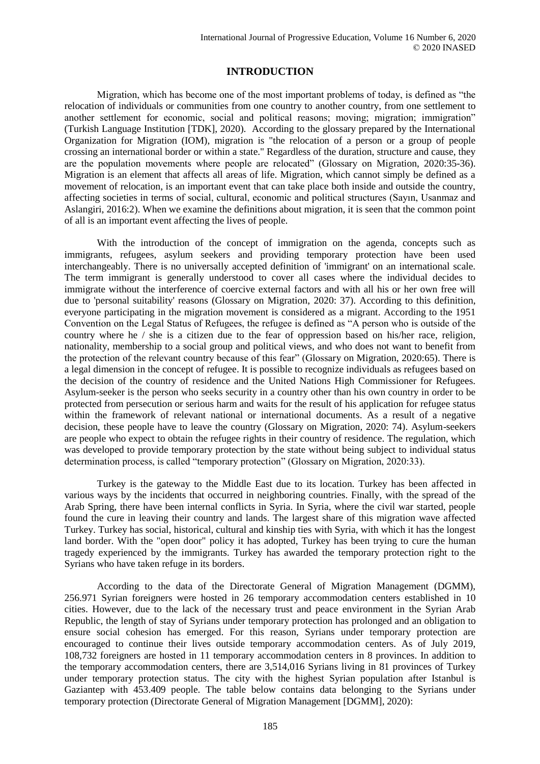## INTRODUCTION

Migration, which has become one of the most important problems of today, is defined as "the relocation of individuals or communities from one country to another country, from one settlement to another settlement for economic, social and political reasons; moving; migration; immigration" (Turkish Language Institution [TDK], 2020). According to the glossary prepared by the International Organization for Migration (IOM), migration is "the relocation of a person or a group of people crossing an international border or within a state." Regardless of the duration, structure and cause, they are the population movements where people are relocated" (Glossary on Migration, 2020:35-36). Migration is an element that affects all areas of life. Migration, which cannot simply be defined as a movement of relocation, is an important event that can take place both inside and outside the country, affecting societies in terms of social, cultural, economic and political structures (Sayın, Usanmaz and Aslangiri, 2016:2). When we examine the definitions about migration, it is seen that the common point of all is an important event affecting the lives of people.

With the introduction of the concept of immigration on the agenda, concepts such as immigrants, refugees, asylum seekers and providing temporary protection have been used interchangeably. There is no universally accepted definition of 'immigrant' on an international scale. The term immigrant is generally understood to cover all cases where the individual decides to immigrate without the interference of coercive external factors and with all his or her own free will due to 'personal suitability' reasons (Glossary on Migration, 2020: 37). According to this definition, everyone participating in the migration movement is considered as a migrant. According to the 1951 Convention on the Legal Status of Refugees, the refugee is defined as "A person who is outside of the country where he / she is a citizen due to the fear of oppression based on his/her race, religion, nationality, membership to a social group and political views, and who does not want to benefit from the protection of the relevant country because of this fear" (Glossary on Migration, 2020:65). There is a legal dimension in the concept of refugee. It is possible to recognize individuals as refugees based on the decision of the country of residence and the United Nations High Commissioner for Refugees. Asylum-seeker is the person who seeks security in a country other than his own country in order to be protected from persecution or serious harm and waits for the result of his application for refugee status within the framework of relevant national or international documents. As a result of a negative decision, these people have to leave the country (Glossary on Migration, 2020: 74). Asylum-seekers are people who expect to obtain the refugee rights in their country of residence. The regulation, which was developed to provide temporary protection by the state without being subject to individual status determination process, is called "temporary protection" (Glossary on Migration, 2020:33).

Turkey is the gateway to the Middle East due to its location. Turkey has been affected in various ways by the incidents that occurred in neighboring countries. Finally, with the spread of the Arab Spring, there have been internal conflicts in Syria. In Syria, where the civil war started, people found the cure in leaving their country and lands. The largest share of this migration wave affected Turkey. Turkey has social, historical, cultural and kinship ties with Syria, with which it has the longest land border. With the "open door" policy it has adopted, Turkey has been trying to cure the human tragedy experienced by the immigrants. Turkey has awarded the temporary protection right to the Syrians who have taken refuge in its borders.

According to the data of the Directorate General of Migration Management (DGMM), 256.971 Syrian foreigners were hosted in 26 temporary accommodation centers established in 10 cities. However, due to the lack of the necessary trust and peace environment in the Syrian Arab Republic, the length of stay of Syrians under temporary protection has prolonged and an obligation to ensure social cohesion has emerged. For this reason, Syrians under temporary protection are encouraged to continue their lives outside temporary accommodation centers. As of July 2019, 108,732 foreigners are hosted in 11 temporary accommodation centers in 8 provinces. In addition to the temporary accommodation centers, there are 3,514,016 Syrians living in 81 provinces of Turkey under temporary protection status. The city with the highest Syrian population after Istanbul is Gaziantep with 453.409 people. The table below contains data belonging to the Syrians under temporary protection (Directorate General of Migration Management [DGMM], 2020):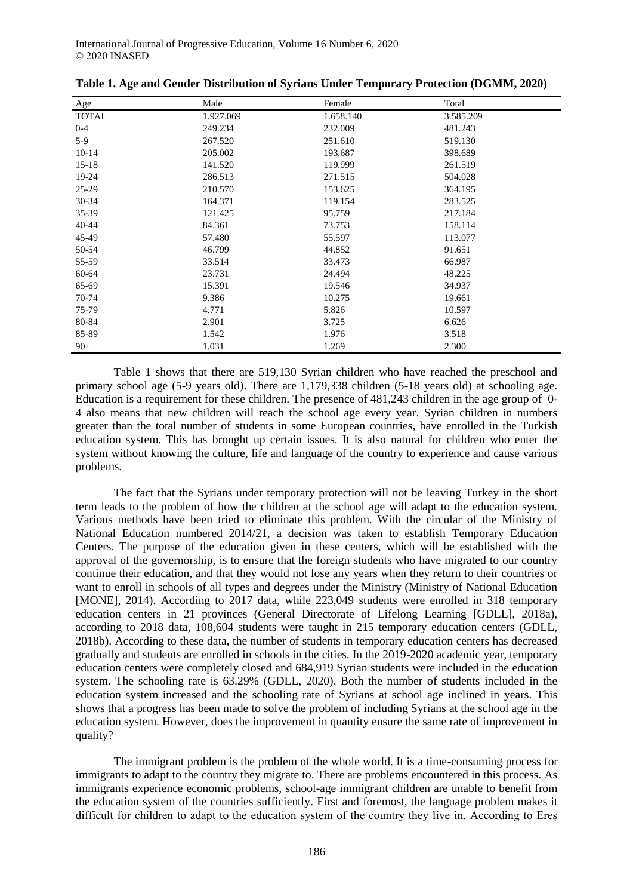**Table 1. Age and Gender Distribution of Syrians Under Temporary Protection (DGMM, 2020)**

| Age | Male | Female | Total |
|---|---|---|---|
| TOTAL | 1.927.069 | 1.658.140 | 3.585.209 |
| 0-4 | 249.234 | 232.009 | 481.243 |
| 5-9 | 267.520 | 251.610 | 519.130 |
| 10-14 | 205.002 | 193.687 | 398.689 |
| 15-18 | 141.520 | 119.999 | 261.519 |
| 19-24 | 286.513 | 271.515 | 504.028 |
| 25-29 | 210.570 | 153.625 | 364.195 |
| 30-34 | 164.371 | 119.154 | 283.525 |
| 35-39 | 121.425 | 95.759 | 217.184 |
| 40-44 | 84.361 | 73.753 | 158.114 |
| 45-49 | 57.480 | 55.597 | 113.077 |
| 50-54 | 46.799 | 44.852 | 91.651 |
| 55-59 | 33.514 | 33.473 | 66.987 |
| 60-64 | 23.731 | 24.494 | 48.225 |
| 65-69 | 15.391 | 19.546 | 34.937 |
| 70-74 | 9.386 | 10.275 | 19.661 |
| 75-79 | 4.771 | 5.826 | 10.597 |
| 80-84 | 2.901 | 3.725 | 6.626 |
| 85-89 | 1.542 | 1.976 | 3.518 |
| 90+ | 1.031 | 1.269 | 2.300 |

Table 1 shows that there are 519,130 Syrian children who have reached the preschool and primary school age (5-9 years old). There are 1,179,338 children (5-18 years old) at schooling age. Education is a requirement for these children. The presence of 481,243 children in the age group of 0-4 also means that new children will reach the school age every year. Syrian children in numbers greater than the total number of students in some European countries, have enrolled in the Turkish education system. This has brought up certain issues. It is also natural for children who enter the system without knowing the culture, life and language of the country to experience and cause various problems.

The fact that the Syrians under temporary protection will not be leaving Turkey in the short term leads to the problem of how the children at the school age will adapt to the education system. Various methods have been tried to eliminate this problem. With the circular of the Ministry of National Education numbered 2014/21, a decision was taken to establish Temporary Education Centers. The purpose of the education given in these centers, which will be established with the approval of the governorship, is to ensure that the foreign students who have migrated to our country continue their education, and that they would not lose any years when they return to their countries or want to enroll in schools of all types and degrees under the Ministry (Ministry of National Education [MONE], 2014). According to 2017 data, while 223,049 students were enrolled in 318 temporary education centers in 21 provinces (General Directorate of Lifelong Learning [GDLL], 2018a), according to 2018 data, 108,604 students were taught in 215 temporary education centers (GDLL, 2018b). According to these data, the number of students in temporary education centers has decreased gradually and students are enrolled in schools in the cities. In the 2019-2020 academic year, temporary education centers were completely closed and 684,919 Syrian students were included in the education system. The schooling rate is 63.29% (GDLL, 2020). Both the number of students included in the education system increased and the schooling rate of Syrians at school age inclined in years. This shows that a progress has been made to solve the problem of including Syrians at the school age in the education system. However, does the improvement in quantity ensure the same rate of improvement in quality?

The immigrant problem is the problem of the whole world. It is a time-consuming process for immigrants to adapt to the country they migrate to. There are problems encountered in this process. As immigrants experience economic problems, school-age immigrant children are unable to benefit from the education system of the countries sufficiently. First and foremost, the language problem makes it difficult for children to adapt to the education system of the country they live in. According to Ereş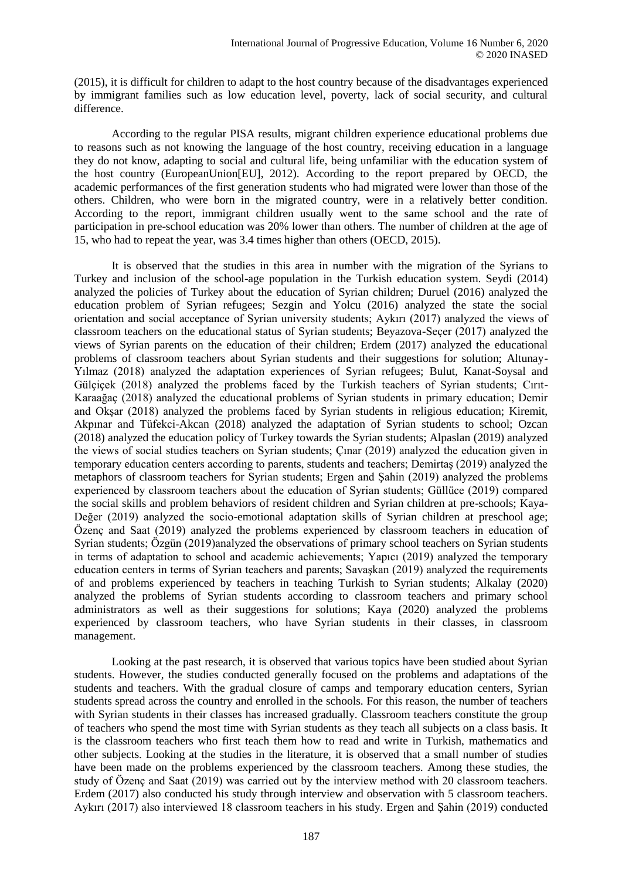(2015), it is difficult for children to adapt to the host country because of the disadvantages experienced by immigrant families such as low education level, poverty, lack of social security, and cultural difference.

According to the regular PISA results, migrant children experience educational problems due to reasons such as not knowing the language of the host country, receiving education in a language they do not know, adapting to social and cultural life, being unfamiliar with the education system of the host country (EuropeanUnion[EU], 2012). According to the report prepared by OECD, the academic performances of the first generation students who had migrated were lower than those of the others. Children, who were born in the migrated country, were in a relatively better condition. According to the report, immigrant children usually went to the same school and the rate of participation in pre-school education was 20% lower than others. The number of children at the age of 15, who had to repeat the year, was 3.4 times higher than others (OECD, 2015).

It is observed that the studies in this area in number with the migration of the Syrians to Turkey and inclusion of the school-age population in the Turkish education system. Seydi (2014) analyzed the policies of Turkey about the education of Syrian children; Duruel (2016) analyzed the education problem of Syrian refugees; Sezgin and Yolcu (2016) analyzed the state the social orientation and social acceptance of Syrian university students; Aykırı (2017) analyzed the views of classroom teachers on the educational status of Syrian students; Beyazova-Seçer (2017) analyzed the views of Syrian parents on the education of their children; Erdem (2017) analyzed the educational problems of classroom teachers about Syrian students and their suggestions for solution; Altunay-Yılmaz (2018) analyzed the adaptation experiences of Syrian refugees; Bulut, Kanat-Soysal and Gülçiçek (2018) analyzed the problems faced by the Turkish teachers of Syrian students; Cırıt-Karaağaç (2018) analyzed the educational problems of Syrian students in primary education; Demir and Okşar (2018) analyzed the problems faced by Syrian students in religious education; Kiremit, Akpınar and Tüfekci-Akcan (2018) analyzed the adaptation of Syrian students to school; Ozcan (2018) analyzed the education policy of Turkey towards the Syrian students; Alpaslan (2019) analyzed the views of social studies teachers on Syrian students; Çınar (2019) analyzed the education given in temporary education centers according to parents, students and teachers; Demirtaş (2019) analyzed the metaphors of classroom teachers for Syrian students; Ergen and Şahin (2019) analyzed the problems experienced by classroom teachers about the education of Syrian students; Güllüce (2019) compared the social skills and problem behaviors of resident children and Syrian children at pre-schools; Kaya-Değer (2019) analyzed the socio-emotional adaptation skills of Syrian children at preschool age; Özenç and Saat (2019) analyzed the problems experienced by classroom teachers in education of Syrian students; Özgün (2019)analyzed the observations of primary school teachers on Syrian students in terms of adaptation to school and academic achievements; Yapıcı (2019) analyzed the temporary education centers in terms of Syrian teachers and parents; Savaşkan (2019) analyzed the requirements of and problems experienced by teachers in teaching Turkish to Syrian students; Alkalay (2020) analyzed the problems of Syrian students according to classroom teachers and primary school administrators as well as their suggestions for solutions; Kaya (2020) analyzed the problems experienced by classroom teachers, who have Syrian students in their classes, in classroom management.

Looking at the past research, it is observed that various topics have been studied about Syrian students. However, the studies conducted generally focused on the problems and adaptations of the students and teachers. With the gradual closure of camps and temporary education centers, Syrian students spread across the country and enrolled in the schools. For this reason, the number of teachers with Syrian students in their classes has increased gradually. Classroom teachers constitute the group of teachers who spend the most time with Syrian students as they teach all subjects on a class basis. It is the classroom teachers who first teach them how to read and write in Turkish, mathematics and other subjects. Looking at the studies in the literature, it is observed that a small number of studies have been made on the problems experienced by the classroom teachers. Among these studies, the study of Özenç and Saat (2019) was carried out by the interview method with 20 classroom teachers. Erdem (2017) also conducted his study through interview and observation with 5 classroom teachers. Aykırı (2017) also interviewed 18 classroom teachers in his study. Ergen and Şahin (2019) conducted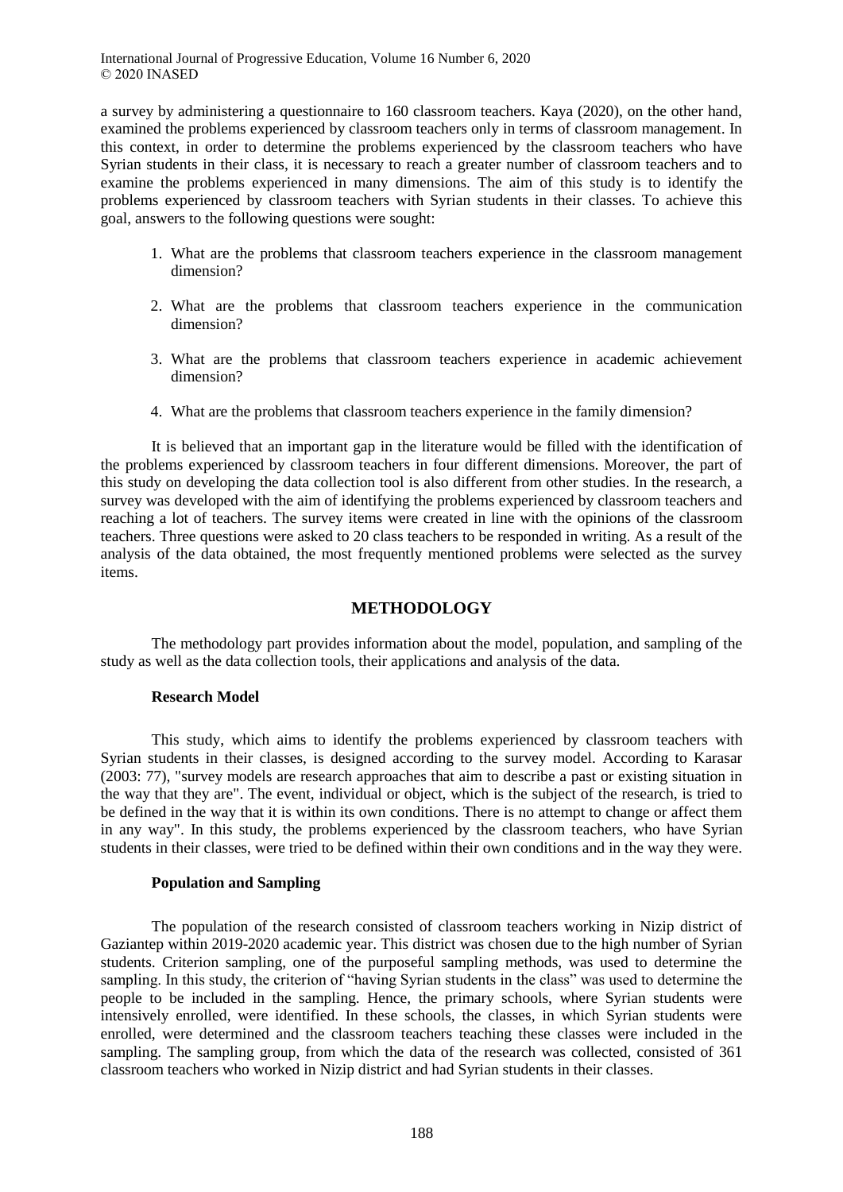a survey by administering a questionnaire to 160 classroom teachers. Kaya (2020), on the other hand, examined the problems experienced by classroom teachers only in terms of classroom management. In this context, in order to determine the problems experienced by the classroom teachers who have Syrian students in their class, it is necessary to reach a greater number of classroom teachers and to examine the problems experienced in many dimensions. The aim of this study is to identify the problems experienced by classroom teachers with Syrian students in their classes. To achieve this goal, answers to the following questions were sought:

1. What are the problems that classroom teachers experience in the classroom management dimension?
2. What are the problems that classroom teachers experience in the communication dimension?
3. What are the problems that classroom teachers experience in academic achievement dimension?
4. What are the problems that classroom teachers experience in the family dimension?

It is believed that an important gap in the literature would be filled with the identification of the problems experienced by classroom teachers in four different dimensions. Moreover, the part of this study on developing the data collection tool is also different from other studies. In the research, a survey was developed with the aim of identifying the problems experienced by classroom teachers and reaching a lot of teachers. The survey items were created in line with the opinions of the classroom teachers. Three questions were asked to 20 class teachers to be responded in writing. As a result of the analysis of the data obtained, the most frequently mentioned problems were selected as the survey items.

## METHODOLOGY

The methodology part provides information about the model, population, and sampling of the study as well as the data collection tools, their applications and analysis of the data.

### Research Model

This study, which aims to identify the problems experienced by classroom teachers with Syrian students in their classes, is designed according to the survey model. According to Karasar (2003: 77), "survey models are research approaches that aim to describe a past or existing situation in the way that they are". The event, individual or object, which is the subject of the research, is tried to be defined in the way that it is within its own conditions. There is no attempt to change or affect them in any way". In this study, the problems experienced by the classroom teachers, who have Syrian students in their classes, were tried to be defined within their own conditions and in the way they were.

### Population and Sampling

The population of the research consisted of classroom teachers working in Nizip district of Gaziantep within 2019-2020 academic year. This district was chosen due to the high number of Syrian students. Criterion sampling, one of the purposeful sampling methods, was used to determine the sampling. In this study, the criterion of "having Syrian students in the class" was used to determine the people to be included in the sampling. Hence, the primary schools, where Syrian students were intensively enrolled, were identified. In these schools, the classes, in which Syrian students were enrolled, were determined and the classroom teachers teaching these classes were included in the sampling. The sampling group, from which the data of the research was collected, consisted of 361 classroom teachers who worked in Nizip district and had Syrian students in their classes.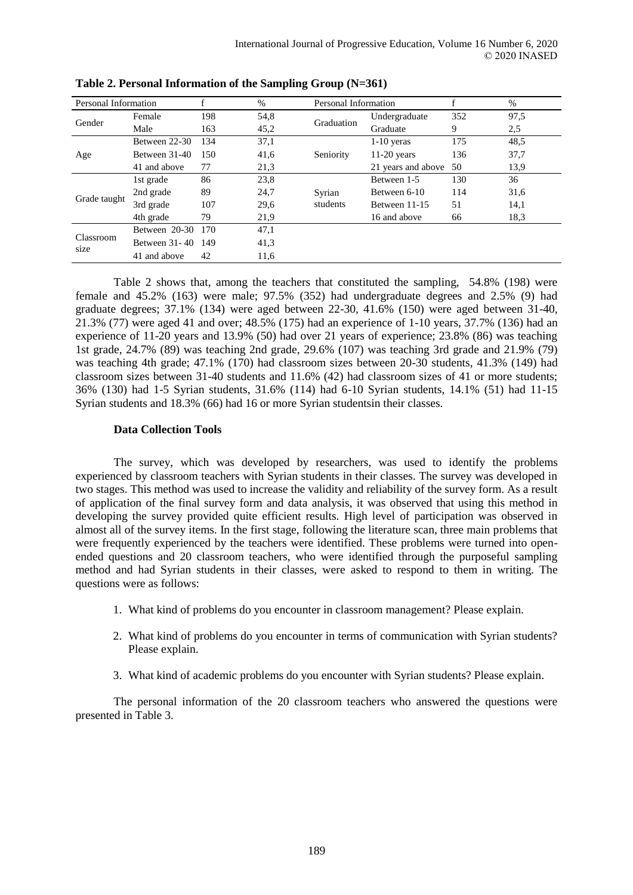**Table 2. Personal Information of the Sampling Group (N=361)**

| Personal Information | | f | % | Personal Information | | f | % |
|---|---|---|---|---|---|---|---|
| Gender | Female | 198 | 54,8 | Graduation | Undergraduate | 352 | 97,5 |
| | Male | 163 | 45,2 | | Graduate | 9 | 2,5 |
| Age | Between 22-30 | 134 | 37,1 | Seniority | 1-10 yeras | 175 | 48,5 |
| | Between 31-40 | 150 | 41,6 | | 11-20 years | 136 | 37,7 |
| | 41 and above | 77 | 21,3 | | 21 years and above | 50 | 13,9 |
| Grade taught | 1st grade | 86 | 23,8 | Syrian students | Between 1-5 | 130 | 36 |
| | 2nd grade | 89 | 24,7 | | Between 6-10 | 114 | 31,6 |
| | 3rd grade | 107 | 29,6 | | Between 11-15 | 51 | 14,1 |
| | 4th grade | 79 | 21,9 | | 16 and above | 66 | 18,3 |
| Classroom size | Between 20-30 | 170 | 47,1 | | | | |
| | Between 31- 40 | 149 | 41,3 | | | | |
| | 41 and above | 42 | 11,6 | | | | |

Table 2 shows that, among the teachers that constituted the sampling, 54.8% (198) were female and 45.2% (163) were male; 97.5% (352) had undergraduate degrees and 2.5% (9) had graduate degrees; 37.1% (134) were aged between 22-30, 41.6% (150) were aged between 31-40, 21.3% (77) were aged 41 and over; 48.5% (175) had an experience of 1-10 years, 37.7% (136) had an experience of 11-20 years and 13.9% (50) had over 21 years of experience; 23.8% (86) was teaching 1st grade, 24.7% (89) was teaching 2nd grade, 29.6% (107) was teaching 3rd grade and 21.9% (79) was teaching 4th grade; 47.1% (170) had classroom sizes between 20-30 students, 41.3% (149) had classroom sizes between 31-40 students and 11.6% (42) had classroom sizes of 41 or more students; 36% (130) had 1-5 Syrian students, 31.6% (114) had 6-10 Syrian students, 14.1% (51) had 11-15 Syrian students and 18.3% (66) had 16 or more Syrian studentsin their classes.

### Data Collection Tools

The survey, which was developed by researchers, was used to identify the problems experienced by classroom teachers with Syrian students in their classes. The survey was developed in two stages. This method was used to increase the validity and reliability of the survey form. As a result of application of the final survey form and data analysis, it was observed that using this method in developing the survey provided quite efficient results. High level of participation was observed in almost all of the survey items. In the first stage, following the literature scan, three main problems that were frequently experienced by the teachers were identified. These problems were turned into open-ended questions and 20 classroom teachers, who were identified through the purposeful sampling method and had Syrian students in their classes, were asked to respond to them in writing. The questions were as follows:

1. What kind of problems do you encounter in classroom management? Please explain.
2. What kind of problems do you encounter in terms of communication with Syrian students? Please explain.
3. What kind of academic problems do you encounter with Syrian students? Please explain.

The personal information of the 20 classroom teachers who answered the questions were presented in Table 3.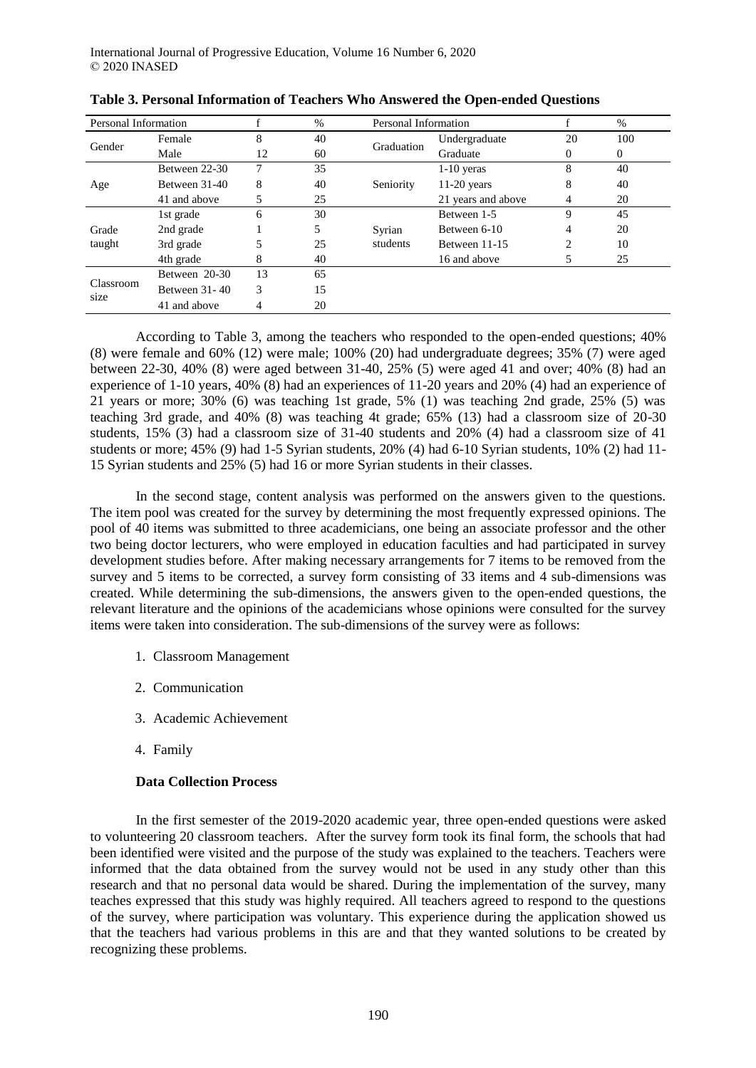**Table 3. Personal Information of Teachers Who Answered the Open-ended Questions**

| Personal Information | | f | % | Personal Information | | f | % |
|---|---|---|---|---|---|---|---|
| Gender | Female | 8 | 40 | Graduation | Undergraduate | 20 | 100 |
| | Male | 12 | 60 | | Graduate | 0 | 0 |
| Age | Between 22-30 | 7 | 35 | Seniority | 1-10 yeras | 8 | 40 |
| | Between 31-40 | 8 | 40 | | 11-20 years | 8 | 40 |
| | 41 and above | 5 | 25 | | 21 years and above | 4 | 20 |
| Grade taught | 1st grade | 6 | 30 | Syrian students | Between 1-5 | 9 | 45 |
| | 2nd grade | 1 | 5 | | Between 6-10 | 4 | 20 |
| | 3rd grade | 5 | 25 | | Between 11-15 | 2 | 10 |
| | 4th grade | 8 | 40 | | 16 and above | 5 | 25 |
| Classroom size | Between 20-30 | 13 | 65 | | | | |
| | Between 31- 40 | 3 | 15 | | | | |
| | 41 and above | 4 | 20 | | | | |

According to Table 3, among the teachers who responded to the open-ended questions; 40% (8) were female and 60% (12) were male; 100% (20) had undergraduate degrees; 35% (7) were aged between 22-30, 40% (8) were aged between 31-40, 25% (5) were aged 41 and over; 40% (8) had an experience of 1-10 years, 40% (8) had an experiences of 11-20 years and 20% (4) had an experience of 21 years or more; 30% (6) was teaching 1st grade, 5% (1) was teaching 2nd grade, 25% (5) was teaching 3rd grade, and 40% (8) was teaching 4t grade; 65% (13) had a classroom size of 20-30 students, 15% (3) had a classroom size of 31-40 students and 20% (4) had a classroom size of 41 students or more; 45% (9) had 1-5 Syrian students, 20% (4) had 6-10 Syrian students, 10% (2) had 11-15 Syrian students and 25% (5) had 16 or more Syrian students in their classes.

In the second stage, content analysis was performed on the answers given to the questions. The item pool was created for the survey by determining the most frequently expressed opinions. The pool of 40 items was submitted to three academicians, one being an associate professor and the other two being doctor lecturers, who were employed in education faculties and had participated in survey development studies before. After making necessary arrangements for 7 items to be removed from the survey and 5 items to be corrected, a survey form consisting of 33 items and 4 sub-dimensions was created. While determining the sub-dimensions, the answers given to the open-ended questions, the relevant literature and the opinions of the academicians whose opinions were consulted for the survey items were taken into consideration. The sub-dimensions of the survey were as follows:

1. Classroom Management
2. Communication
3. Academic Achievement
4. Family

**Data Collection Process**

In the first semester of the 2019-2020 academic year, three open-ended questions were asked to volunteering 20 classroom teachers. After the survey form took its final form, the schools that had been identified were visited and the purpose of the study was explained to the teachers. Teachers were informed that the data obtained from the survey would not be used in any study other than this research and that no personal data would be shared. During the implementation of the survey, many teaches expressed that this study was highly required. All teachers agreed to respond to the questions of the survey, where participation was voluntary. This experience during the application showed us that the teachers had various problems in this are and that they wanted solutions to be created by recognizing these problems.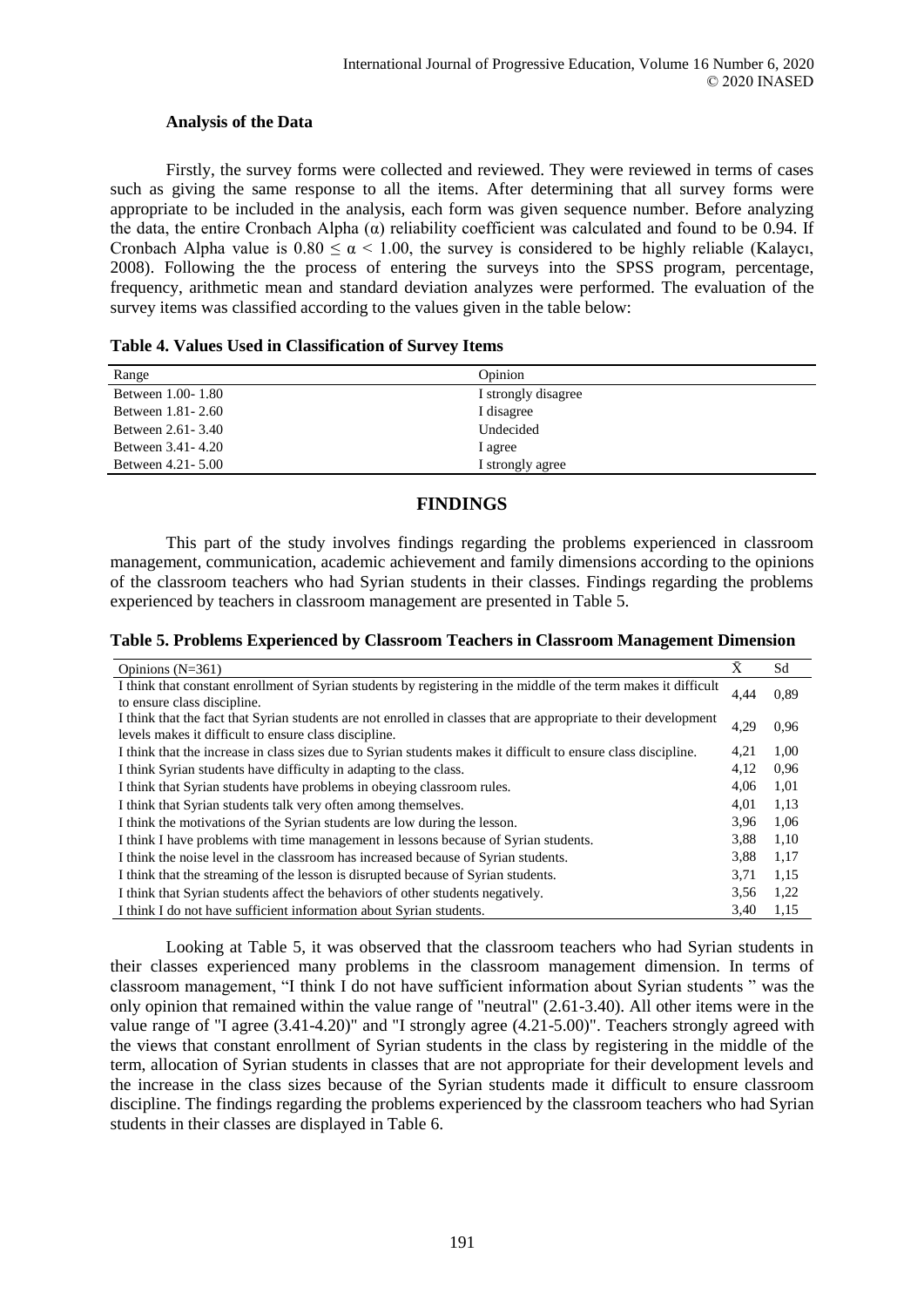### Analysis of the Data

Firstly, the survey forms were collected and reviewed. They were reviewed in terms of cases such as giving the same response to all the items. After determining that all survey forms were appropriate to be included in the analysis, each form was given sequence number. Before analyzing the data, the entire Cronbach Alpha (α) reliability coefficient was calculated and found to be 0.94. If Cronbach Alpha value is $0.80 \leq \alpha < 1.00$, the survey is considered to be highly reliable (Kalaycı, 2008). Following the the process of entering the surveys into the SPSS program, percentage, frequency, arithmetic mean and standard deviation analyzes were performed. The evaluation of the survey items was classified according to the values given in the table below:

**Table 4. Values Used in Classification of Survey Items**

| Range | Opinion |
|---|---|
| Between 1.00- 1.80 | I strongly disagree |
| Between 1.81- 2.60 | I disagree |
| Between 2.61- 3.40 | Undecided |
| Between 3.41- 4.20 | I agree |
| Between 4.21- 5.00 | I strongly agree |

## FINDINGS

This part of the study involves findings regarding the problems experienced in classroom management, communication, academic achievement and family dimensions according to the opinions of the classroom teachers who had Syrian students in their classes. Findings regarding the problems experienced by teachers in classroom management are presented in Table 5.

**Table 5. Problems Experienced by Classroom Teachers in Classroom Management Dimension**

| Opinions (N=361) | $\bar{X}$ | Sd |
|---|---|---|
| I think that constant enrollment of Syrian students by registering in the middle of the term makes it difficult to ensure class discipline. | 4,44 | 0,89 |
| I think that the fact that Syrian students are not enrolled in classes that are appropriate to their development levels makes it difficult to ensure class discipline. | 4,29 | 0,96 |
| I think that the increase in class sizes due to Syrian students makes it difficult to ensure class discipline. | 4,21 | 1,00 |
| I think Syrian students have difficulty in adapting to the class. | 4,12 | 0,96 |
| I think that Syrian students have problems in obeying classroom rules. | 4,06 | 1,01 |
| I think that Syrian students talk very often among themselves. | 4,01 | 1,13 |
| I think the motivations of the Syrian students are low during the lesson. | 3,96 | 1,06 |
| I think I have problems with time management in lessons because of Syrian students. | 3,88 | 1,10 |
| I think the noise level in the classroom has increased because of Syrian students. | 3,88 | 1,17 |
| I think that the streaming of the lesson is disrupted because of Syrian students. | 3,71 | 1,15 |
| I think that Syrian students affect the behaviors of other students negatively. | 3,56 | 1,22 |
| I think I do not have sufficient information about Syrian students. | 3,40 | 1,15 |

Looking at Table 5, it was observed that the classroom teachers who had Syrian students in their classes experienced many problems in the classroom management dimension. In terms of classroom management, "I think I do not have sufficient information about Syrian students " was the only opinion that remained within the value range of "neutral" (2.61-3.40). All other items were in the value range of "I agree (3.41-4.20)" and "I strongly agree (4.21-5.00)". Teachers strongly agreed with the views that constant enrollment of Syrian students in the class by registering in the middle of the term, allocation of Syrian students in classes that are not appropriate for their development levels and the increase in the class sizes because of the Syrian students made it difficult to ensure classroom discipline. The findings regarding the problems experienced by the classroom teachers who had Syrian students in their classes are displayed in Table 6.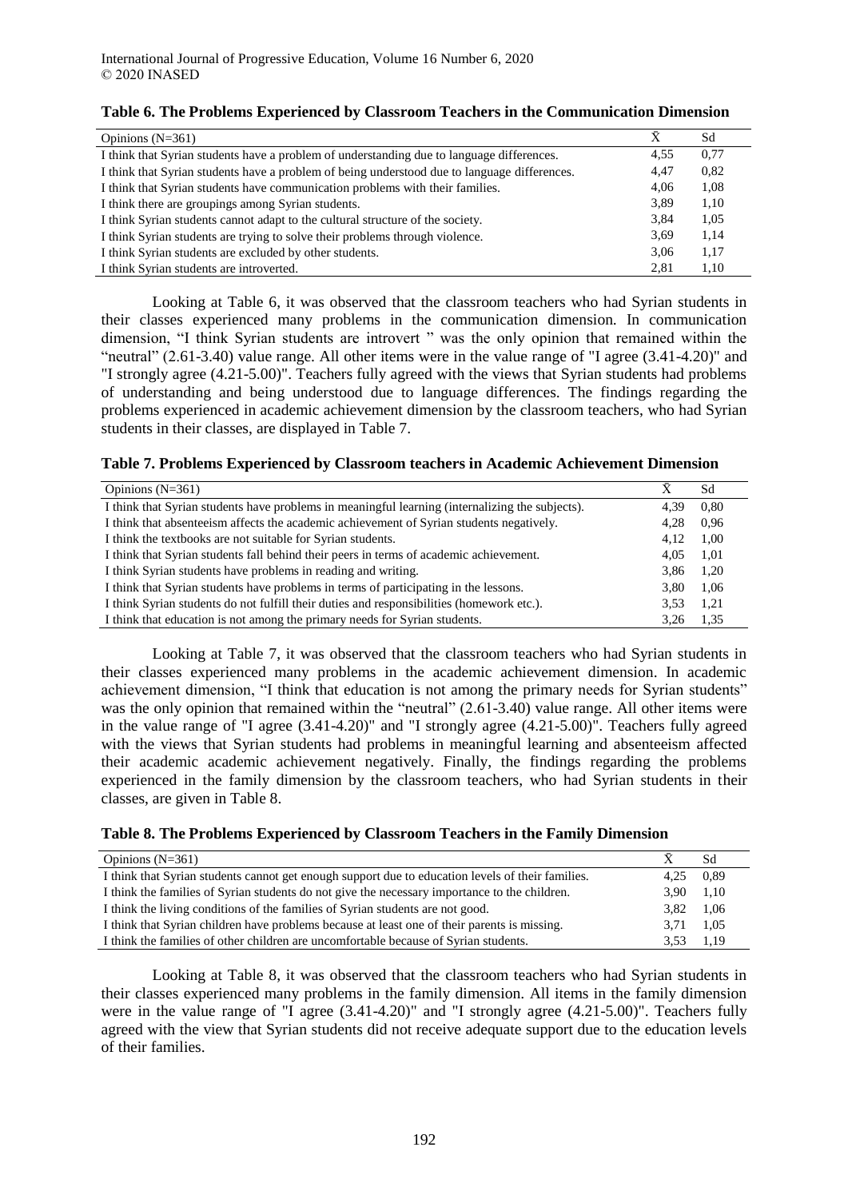**Table 6. The Problems Experienced by Classroom Teachers in the Communication Dimension**

| Opinions (N=361) | X̄ | Sd |
|---|---|---|
| I think that Syrian students have a problem of understanding due to language differences. | 4,55 | 0,77 |
| I think that Syrian students have a problem of being understood due to language differences. | 4,47 | 0,82 |
| I think that Syrian students have communication problems with their families. | 4,06 | 1,08 |
| I think there are groupings among Syrian students. | 3,89 | 1,10 |
| I think Syrian students cannot adapt to the cultural structure of the society. | 3,84 | 1,05 |
| I think Syrian students are trying to solve their problems through violence. | 3,69 | 1,14 |
| I think Syrian students are excluded by other students. | 3,06 | 1,17 |
| I think Syrian students are introverted. | 2,81 | 1,10 |

Looking at Table 6, it was observed that the classroom teachers who had Syrian students in their classes experienced many problems in the communication dimension. In communication dimension, "I think Syrian students are introvert " was the only opinion that remained within the "neutral" (2.61-3.40) value range. All other items were in the value range of "I agree (3.41-4.20)" and "I strongly agree (4.21-5.00)". Teachers fully agreed with the views that Syrian students had problems of understanding and being understood due to language differences. The findings regarding the problems experienced in academic achievement dimension by the classroom teachers, who had Syrian students in their classes, are displayed in Table 7.

**Table 7. Problems Experienced by Classroom teachers in Academic Achievement Dimension**

| Opinions (N=361) | X̄ | Sd |
|---|---|---|
| I think that Syrian students have problems in meaningful learning (internalizing the subjects). | 4,39 | 0,80 |
| I think that absenteeism affects the academic achievement of Syrian students negatively. | 4,28 | 0,96 |
| I think the textbooks are not suitable for Syrian students. | 4,12 | 1,00 |
| I think that Syrian students fall behind their peers in terms of academic achievement. | 4,05 | 1,01 |
| I think Syrian students have problems in reading and writing. | 3,86 | 1,20 |
| I think that Syrian students have problems in terms of participating in the lessons. | 3,80 | 1,06 |
| I think Syrian students do not fulfill their duties and responsibilities (homework etc.). | 3,53 | 1,21 |
| I think that education is not among the primary needs for Syrian students. | 3,26 | 1,35 |

Looking at Table 7, it was observed that the classroom teachers who had Syrian students in their classes experienced many problems in the academic achievement dimension. In academic achievement dimension, "I think that education is not among the primary needs for Syrian students" was the only opinion that remained within the "neutral" (2.61-3.40) value range. All other items were in the value range of "I agree (3.41-4.20)" and "I strongly agree (4.21-5.00)". Teachers fully agreed with the views that Syrian students had problems in meaningful learning and absenteeism affected their academic academic achievement negatively. Finally, the findings regarding the problems experienced in the family dimension by the classroom teachers, who had Syrian students in their classes, are given in Table 8.

**Table 8. The Problems Experienced by Classroom Teachers in the Family Dimension**

| Opinions (N=361) | X̄ | Sd |
|---|---|---|
| I think that Syrian students cannot get enough support due to education levels of their families. | 4,25 | 0,89 |
| I think the families of Syrian students do not give the necessary importance to the children. | 3,90 | 1,10 |
| I think the living conditions of the families of Syrian students are not good. | 3,82 | 1,06 |
| I think that Syrian children have problems because at least one of their parents is missing. | 3,71 | 1,05 |
| I think the families of other children are uncomfortable because of Syrian students. | 3,53 | 1,19 |

Looking at Table 8, it was observed that the classroom teachers who had Syrian students in their classes experienced many problems in the family dimension. All items in the family dimension were in the value range of "I agree (3.41-4.20)" and "I strongly agree (4.21-5.00)". Teachers fully agreed with the view that Syrian students did not receive adequate support due to the education levels of their families.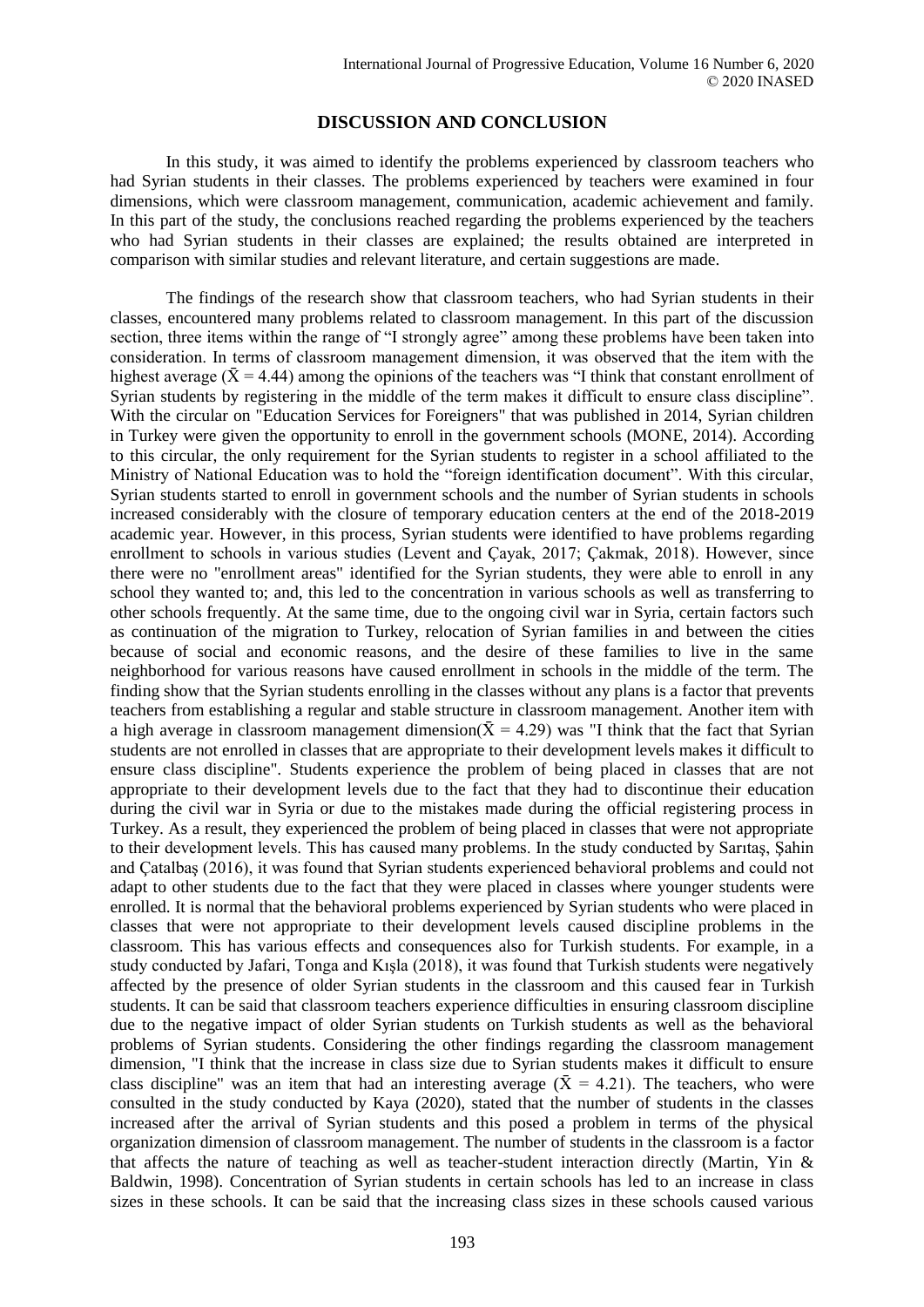## DISCUSSION AND CONCLUSION

In this study, it was aimed to identify the problems experienced by classroom teachers who had Syrian students in their classes. The problems experienced by teachers were examined in four dimensions, which were classroom management, communication, academic achievement and family. In this part of the study, the conclusions reached regarding the problems experienced by the teachers who had Syrian students in their classes are explained; the results obtained are interpreted in comparison with similar studies and relevant literature, and certain suggestions are made.

The findings of the research show that classroom teachers, who had Syrian students in their classes, encountered many problems related to classroom management. In this part of the discussion section, three items within the range of "I strongly agree" among these problems have been taken into consideration. In terms of classroom management dimension, it was observed that the item with the highest average ($\bar{X}$ = 4.44) among the opinions of the teachers was "I think that constant enrollment of Syrian students by registering in the middle of the term makes it difficult to ensure class discipline". With the circular on "Education Services for Foreigners" that was published in 2014, Syrian children in Turkey were given the opportunity to enroll in the government schools (MONE, 2014). According to this circular, the only requirement for the Syrian students to register in a school affiliated to the Ministry of National Education was to hold the "foreign identification document". With this circular, Syrian students started to enroll in government schools and the number of Syrian students in schools increased considerably with the closure of temporary education centers at the end of the 2018-2019 academic year. However, in this process, Syrian students were identified to have problems regarding enrollment to schools in various studies (Levent and Çayak, 2017; Çakmak, 2018). However, since there were no "enrollment areas" identified for the Syrian students, they were able to enroll in any school they wanted to; and, this led to the concentration in various schools as well as transferring to other schools frequently. At the same time, due to the ongoing civil war in Syria, certain factors such as continuation of the migration to Turkey, relocation of Syrian families in and between the cities because of social and economic reasons, and the desire of these families to live in the same neighborhood for various reasons have caused enrollment in schools in the middle of the term. The finding show that the Syrian students enrolling in the classes without any plans is a factor that prevents teachers from establishing a regular and stable structure in classroom management. Another item with a high average in classroom management dimension($\bar{X}$ = 4.29) was "I think that the fact that Syrian students are not enrolled in classes that are appropriate to their development levels makes it difficult to ensure class discipline". Students experience the problem of being placed in classes that are not appropriate to their development levels due to the fact that they had to discontinue their education during the civil war in Syria or due to the mistakes made during the official registering process in Turkey. As a result, they experienced the problem of being placed in classes that were not appropriate to their development levels. This has caused many problems. In the study conducted by Sarıtaş, Şahin and Çatalbaş (2016), it was found that Syrian students experienced behavioral problems and could not adapt to other students due to the fact that they were placed in classes where younger students were enrolled. It is normal that the behavioral problems experienced by Syrian students who were placed in classes that were not appropriate to their development levels caused discipline problems in the classroom. This has various effects and consequences also for Turkish students. For example, in a study conducted by Jafari, Tonga and Kışla (2018), it was found that Turkish students were negatively affected by the presence of older Syrian students in the classroom and this caused fear in Turkish students. It can be said that classroom teachers experience difficulties in ensuring classroom discipline due to the negative impact of older Syrian students on Turkish students as well as the behavioral problems of Syrian students. Considering the other findings regarding the classroom management dimension, "I think that the increase in class size due to Syrian students makes it difficult to ensure class discipline" was an item that had an interesting average ($\bar{X}$ = 4.21). The teachers, who were consulted in the study conducted by Kaya (2020), stated that the number of students in the classes increased after the arrival of Syrian students and this posed a problem in terms of the physical organization dimension of classroom management. The number of students in the classroom is a factor that affects the nature of teaching as well as teacher-student interaction directly (Martin, Yin & Baldwin, 1998). Concentration of Syrian students in certain schools has led to an increase in class sizes in these schools. It can be said that the increasing class sizes in these schools caused various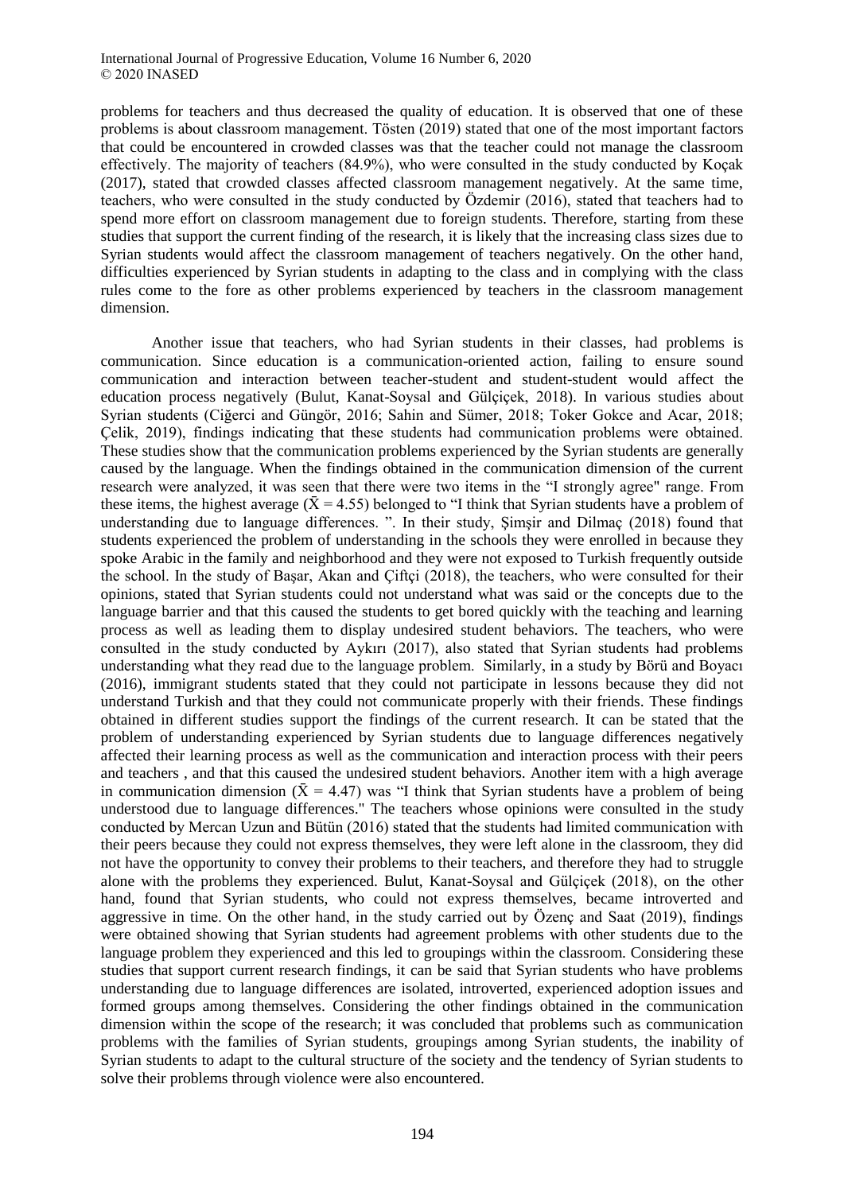problems for teachers and thus decreased the quality of education. It is observed that one of these problems is about classroom management. Tösten (2019) stated that one of the most important factors that could be encountered in crowded classes was that the teacher could not manage the classroom effectively. The majority of teachers (84.9%), who were consulted in the study conducted by Koçak (2017), stated that crowded classes affected classroom management negatively. At the same time, teachers, who were consulted in the study conducted by Özdemir (2016), stated that teachers had to spend more effort on classroom management due to foreign students. Therefore, starting from these studies that support the current finding of the research, it is likely that the increasing class sizes due to Syrian students would affect the classroom management of teachers negatively. On the other hand, difficulties experienced by Syrian students in adapting to the class and in complying with the class rules come to the fore as other problems experienced by teachers in the classroom management dimension.

Another issue that teachers, who had Syrian students in their classes, had problems is communication. Since education is a communication-oriented action, failing to ensure sound communication and interaction between teacher-student and student-student would affect the education process negatively (Bulut, Kanat-Soysal and Gülçiçek, 2018). In various studies about Syrian students (Ciğerci and Güngör, 2016; Sahin and Sümer, 2018; Toker Gokce and Acar, 2018; Çelik, 2019), findings indicating that these students had communication problems were obtained. These studies show that the communication problems experienced by the Syrian students are generally caused by the language. When the findings obtained in the communication dimension of the current research were analyzed, it was seen that there were two items in the "I strongly agree" range. From these items, the highest average ($\bar{X} = 4.55$) belonged to "I think that Syrian students have a problem of understanding due to language differences. ". In their study, Şimşir and Dilmaç (2018) found that students experienced the problem of understanding in the schools they were enrolled in because they spoke Arabic in the family and neighborhood and they were not exposed to Turkish frequently outside the school. In the study of Başar, Akan and Çiftçi (2018), the teachers, who were consulted for their opinions, stated that Syrian students could not understand what was said or the concepts due to the language barrier and that this caused the students to get bored quickly with the teaching and learning process as well as leading them to display undesired student behaviors. The teachers, who were consulted in the study conducted by Aykırı (2017), also stated that Syrian students had problems understanding what they read due to the language problem. Similarly, in a study by Börü and Boyacı (2016), immigrant students stated that they could not participate in lessons because they did not understand Turkish and that they could not communicate properly with their friends. These findings obtained in different studies support the findings of the current research. It can be stated that the problem of understanding experienced by Syrian students due to language differences negatively affected their learning process as well as the communication and interaction process with their peers and teachers , and that this caused the undesired student behaviors. Another item with a high average in communication dimension ($\bar{X} = 4.47$) was "I think that Syrian students have a problem of being understood due to language differences." The teachers whose opinions were consulted in the study conducted by Mercan Uzun and Bütün (2016) stated that the students had limited communication with their peers because they could not express themselves, they were left alone in the classroom, they did not have the opportunity to convey their problems to their teachers, and therefore they had to struggle alone with the problems they experienced. Bulut, Kanat-Soysal and Gülçiçek (2018), on the other hand, found that Syrian students, who could not express themselves, became introverted and aggressive in time. On the other hand, in the study carried out by Özenç and Saat (2019), findings were obtained showing that Syrian students had agreement problems with other students due to the language problem they experienced and this led to groupings within the classroom. Considering these studies that support current research findings, it can be said that Syrian students who have problems understanding due to language differences are isolated, introverted, experienced adoption issues and formed groups among themselves. Considering the other findings obtained in the communication dimension within the scope of the research; it was concluded that problems such as communication problems with the families of Syrian students, groupings among Syrian students, the inability of Syrian students to adapt to the cultural structure of the society and the tendency of Syrian students to solve their problems through violence were also encountered.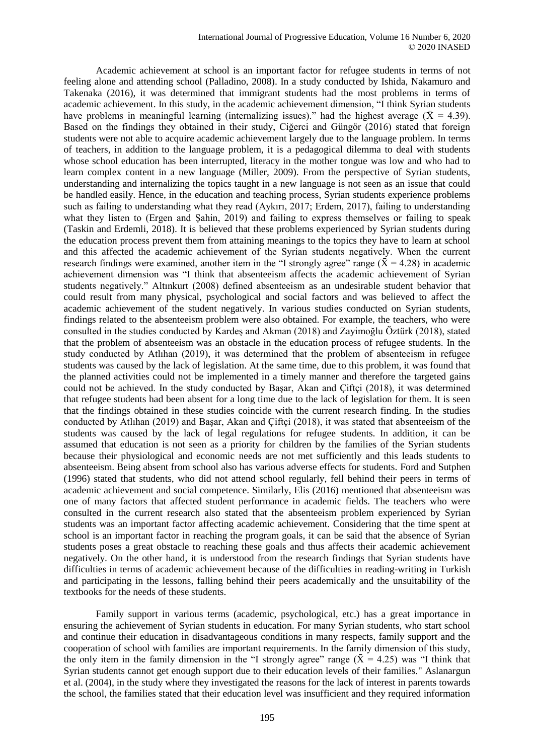Academic achievement at school is an important factor for refugee students in terms of not feeling alone and attending school (Palladino, 2008). In a study conducted by Ishida, Nakamuro and Takenaka (2016), it was determined that immigrant students had the most problems in terms of academic achievement. In this study, in the academic achievement dimension, "I think Syrian students have problems in meaningful learning (internalizing issues)." had the highest average ($\bar{X}$ = 4.39). Based on the findings they obtained in their study, Ciğerci and Güngör (2016) stated that foreign students were not able to acquire academic achievement largely due to the language problem. In terms of teachers, in addition to the language problem, it is a pedagogical dilemma to deal with students whose school education has been interrupted, literacy in the mother tongue was low and who had to learn complex content in a new language (Miller, 2009). From the perspective of Syrian students, understanding and internalizing the topics taught in a new language is not seen as an issue that could be handled easily. Hence, in the education and teaching process, Syrian students experience problems such as failing to understanding what they read (Aykırı, 2017; Erdem, 2017), failing to understanding what they listen to (Ergen and Şahin, 2019) and failing to express themselves or failing to speak (Taskin and Erdemli, 2018). It is believed that these problems experienced by Syrian students during the education process prevent them from attaining meanings to the topics they have to learn at school and this affected the academic achievement of the Syrian students negatively. When the current research findings were examined, another item in the "I strongly agree" range ($\bar{X}$ = 4.28) in academic achievement dimension was "I think that absenteeism affects the academic achievement of Syrian students negatively." Altınkurt (2008) defined absenteeism as an undesirable student behavior that could result from many physical, psychological and social factors and was believed to affect the academic achievement of the student negatively. In various studies conducted on Syrian students, findings related to the absenteeism problem were also obtained. For example, the teachers, who were consulted in the studies conducted by Kardeş and Akman (2018) and Zayimoğlu Öztürk (2018), stated that the problem of absenteeism was an obstacle in the education process of refugee students. In the study conducted by Atlıhan (2019), it was determined that the problem of absenteeism in refugee students was caused by the lack of legislation. At the same time, due to this problem, it was found that the planned activities could not be implemented in a timely manner and therefore the targeted gains could not be achieved. In the study conducted by Başar, Akan and Çiftçi (2018), it was determined that refugee students had been absent for a long time due to the lack of legislation for them. It is seen that the findings obtained in these studies coincide with the current research finding. In the studies conducted by Atlıhan (2019) and Başar, Akan and Çiftçi (2018), it was stated that absenteeism of the students was caused by the lack of legal regulations for refugee students. In addition, it can be assumed that education is not seen as a priority for children by the families of the Syrian students because their physiological and economic needs are not met sufficiently and this leads students to absenteeism. Being absent from school also has various adverse effects for students. Ford and Sutphen (1996) stated that students, who did not attend school regularly, fell behind their peers in terms of academic achievement and social competence. Similarly, Elis (2016) mentioned that absenteeism was one of many factors that affected student performance in academic fields. The teachers who were consulted in the current research also stated that the absenteeism problem experienced by Syrian students was an important factor affecting academic achievement. Considering that the time spent at school is an important factor in reaching the program goals, it can be said that the absence of Syrian students poses a great obstacle to reaching these goals and thus affects their academic achievement negatively. On the other hand, it is understood from the research findings that Syrian students have difficulties in terms of academic achievement because of the difficulties in reading-writing in Turkish and participating in the lessons, falling behind their peers academically and the unsuitability of the textbooks for the needs of these students.

Family support in various terms (academic, psychological, etc.) has a great importance in ensuring the achievement of Syrian students in education. For many Syrian students, who start school and continue their education in disadvantageous conditions in many respects, family support and the cooperation of school with families are important requirements. In the family dimension of this study, the only item in the family dimension in the "I strongly agree" range ($\bar{X}$ = 4.25) was "I think that Syrian students cannot get enough support due to their education levels of their families." Aslanargun et al. (2004), in the study where they investigated the reasons for the lack of interest in parents towards the school, the families stated that their education level was insufficient and they required information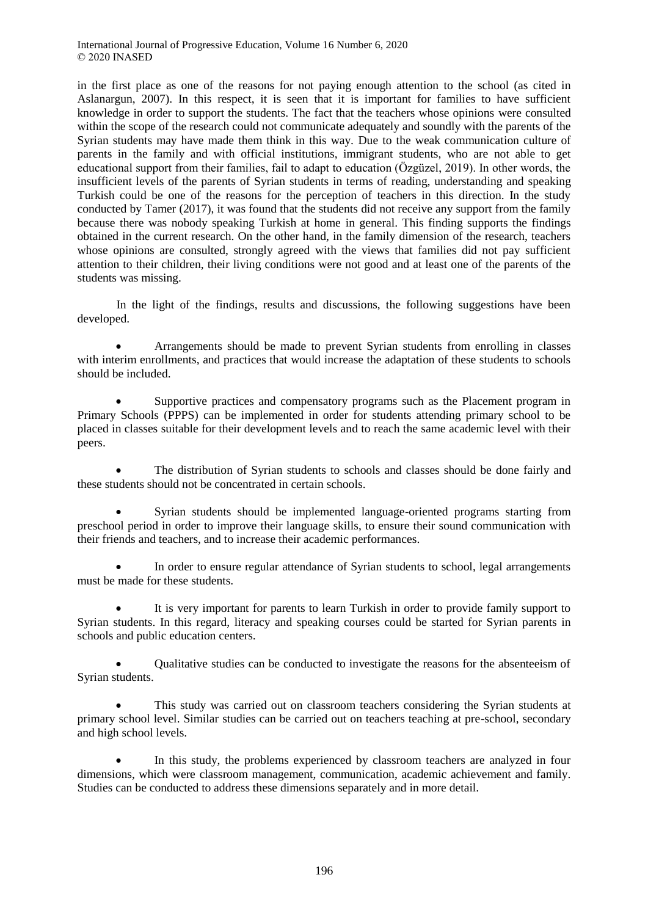in the first place as one of the reasons for not paying enough attention to the school (as cited in Aslanargun, 2007). In this respect, it is seen that it is important for families to have sufficient knowledge in order to support the students. The fact that the teachers whose opinions were consulted within the scope of the research could not communicate adequately and soundly with the parents of the Syrian students may have made them think in this way. Due to the weak communication culture of parents in the family and with official institutions, immigrant students, who are not able to get educational support from their families, fail to adapt to education (Özgüzel, 2019). In other words, the insufficient levels of the parents of Syrian students in terms of reading, understanding and speaking Turkish could be one of the reasons for the perception of teachers in this direction. In the study conducted by Tamer (2017), it was found that the students did not receive any support from the family because there was nobody speaking Turkish at home in general. This finding supports the findings obtained in the current research. On the other hand, in the family dimension of the research, teachers whose opinions are consulted, strongly agreed with the views that families did not pay sufficient attention to their children, their living conditions were not good and at least one of the parents of the students was missing.

In the light of the findings, results and discussions, the following suggestions have been developed.

- Arrangements should be made to prevent Syrian students from enrolling in classes with interim enrollments, and practices that would increase the adaptation of these students to schools should be included.
- Supportive practices and compensatory programs such as the Placement program in Primary Schools (PPPS) can be implemented in order for students attending primary school to be placed in classes suitable for their development levels and to reach the same academic level with their peers.
- The distribution of Syrian students to schools and classes should be done fairly and these students should not be concentrated in certain schools.
- Syrian students should be implemented language-oriented programs starting from preschool period in order to improve their language skills, to ensure their sound communication with their friends and teachers, and to increase their academic performances.
- In order to ensure regular attendance of Syrian students to school, legal arrangements must be made for these students.
- It is very important for parents to learn Turkish in order to provide family support to Syrian students. In this regard, literacy and speaking courses could be started for Syrian parents in schools and public education centers.
- Qualitative studies can be conducted to investigate the reasons for the absenteeism of Syrian students.
- This study was carried out on classroom teachers considering the Syrian students at primary school level. Similar studies can be carried out on teachers teaching at pre-school, secondary and high school levels.
- In this study, the problems experienced by classroom teachers are analyzed in four dimensions, which were classroom management, communication, academic achievement and family. Studies can be conducted to address these dimensions separately and in more detail.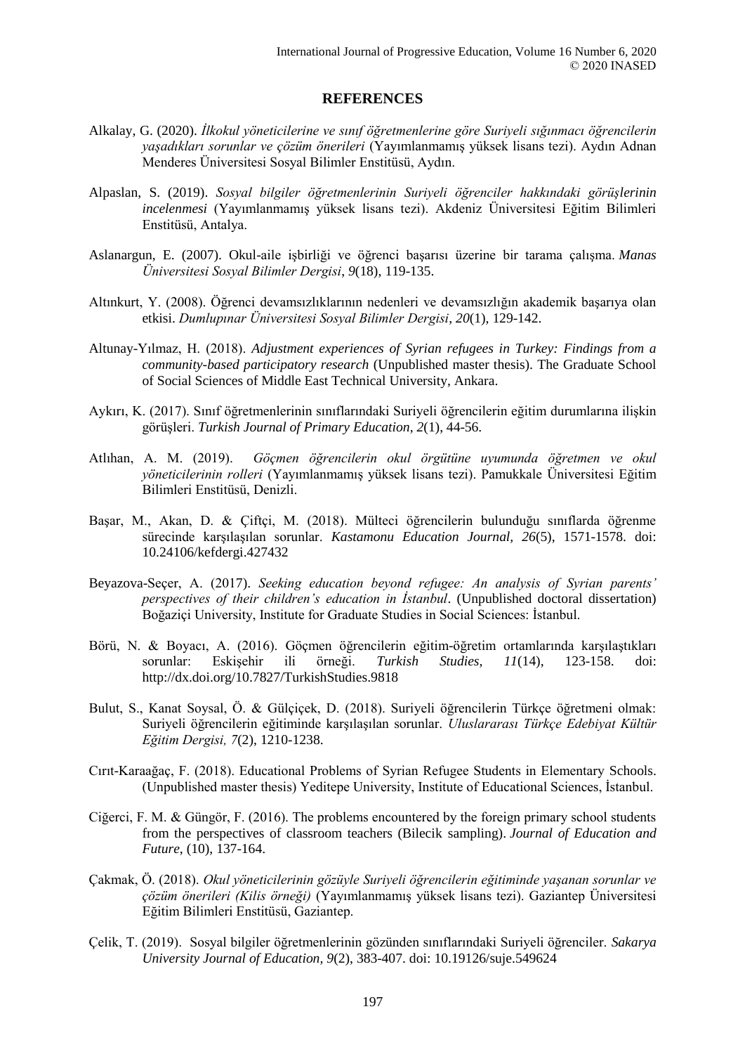## REFERENCES

Alkalay, G. (2020). *İlkokul yöneticilerine ve sınıf öğretmenlerine göre Suriyeli sığınmacı öğrencilerin yaşadıkları sorunlar ve çözüm önerileri* (Yayımlanmamış yüksek lisans tezi). Aydın Adnan Menderes Üniversitesi Sosyal Bilimler Enstitüsü, Aydın.

Alpaslan, S. (2019). *Sosyal bilgiler öğretmenlerinin Suriyeli öğrenciler hakkındaki görüşlerinin incelenmesi* (Yayımlanmamış yüksek lisans tezi). Akdeniz Üniversitesi Eğitim Bilimleri Enstitüsü, Antalya.

Aslanargun, E. (2007). Okul-aile işbirliği ve öğrenci başarısı üzerine bir tarama çalışma. *Manas Üniversitesi Sosyal Bilimler Dergisi*, *9*(18), 119-135.

Altınkurt, Y. (2008). Öğrenci devamsızlıklarının nedenleri ve devamsızlığın akademik başarıya olan etkisi. *Dumlupınar Üniversitesi Sosyal Bilimler Dergisi*, *20*(1), 129-142.

Altunay-Yılmaz, H. (2018). *Adjustment experiences of Syrian refugees in Turkey: Findings from a community-based participatory research* (Unpublished master thesis). The Graduate School of Social Sciences of Middle East Technical University, Ankara.

Aykırı, K. (2017). Sınıf öğretmenlerinin sınıflarındaki Suriyeli öğrencilerin eğitim durumlarına ilişkin görüşleri. *Turkish Journal of Primary Education*, *2*(1), 44-56.

Atlıhan, A. M. (2019). *Göçmen öğrencilerin okul örgütüne uyumunda öğretmen ve okul yöneticilerinin rolleri* (Yayımlanmamış yüksek lisans tezi). Pamukkale Üniversitesi Eğitim Bilimleri Enstitüsü, Denizli.

Başar, M., Akan, D. & Çiftçi, M. (2018). Mülteci öğrencilerin bulunduğu sınıflarda öğrenme sürecinde karşılaşılan sorunlar. *Kastamonu Education Journal*, *26*(5), 1571-1578. doi: 10.24106/kefdergi.427432

Beyazova-Seçer, A. (2017). *Seeking education beyond refugee: An analysis of Syrian parents' perspectives of their children's education in İstanbul*. (Unpublished doctoral dissertation) Boğaziçi University, Institute for Graduate Studies in Social Sciences: İstanbul.

Börü, N. & Boyacı, A. (2016). Göçmen öğrencilerin eğitim-öğretim ortamlarında karşılaştıkları sorunlar: Eskişehir ili örneği. *Turkish Studies, 11*(14), 123-158. doi: http://dx.doi.org/10.7827/TurkishStudies.9818

Bulut, S., Kanat Soysal, Ö. & Gülçiçek, D. (2018). Suriyeli öğrencilerin Türkçe öğretmeni olmak: Suriyeli öğrencilerin eğitiminde karşılaşılan sorunlar. *Uluslararası Türkçe Edebiyat Kültür Eğitim Dergisi, 7*(2), 1210-1238.

Cırıt-Karaağaç, F. (2018). Educational Problems of Syrian Refugee Students in Elementary Schools. (Unpublished master thesis) Yeditepe University, Institute of Educational Sciences, İstanbul.

Ciğerci, F. M. & Güngör, F. (2016). The problems encountered by the foreign primary school students from the perspectives of classroom teachers (Bilecik sampling). *Journal of Education and Future*, (10), 137-164.

Çakmak, Ö. (2018). *Okul yöneticilerinin gözüyle Suriyeli öğrencilerin eğitiminde yaşanan sorunlar ve çözüm önerileri (Kilis örneği)* (Yayımlanmamış yüksek lisans tezi). Gaziantep Üniversitesi Eğitim Bilimleri Enstitüsü, Gaziantep.

Çelik, T. (2019). Sosyal bilgiler öğretmenlerinin gözünden sınıflarındaki Suriyeli öğrenciler. *Sakarya University Journal of Education, 9*(2), 383-407. doi: 10.19126/suje.549624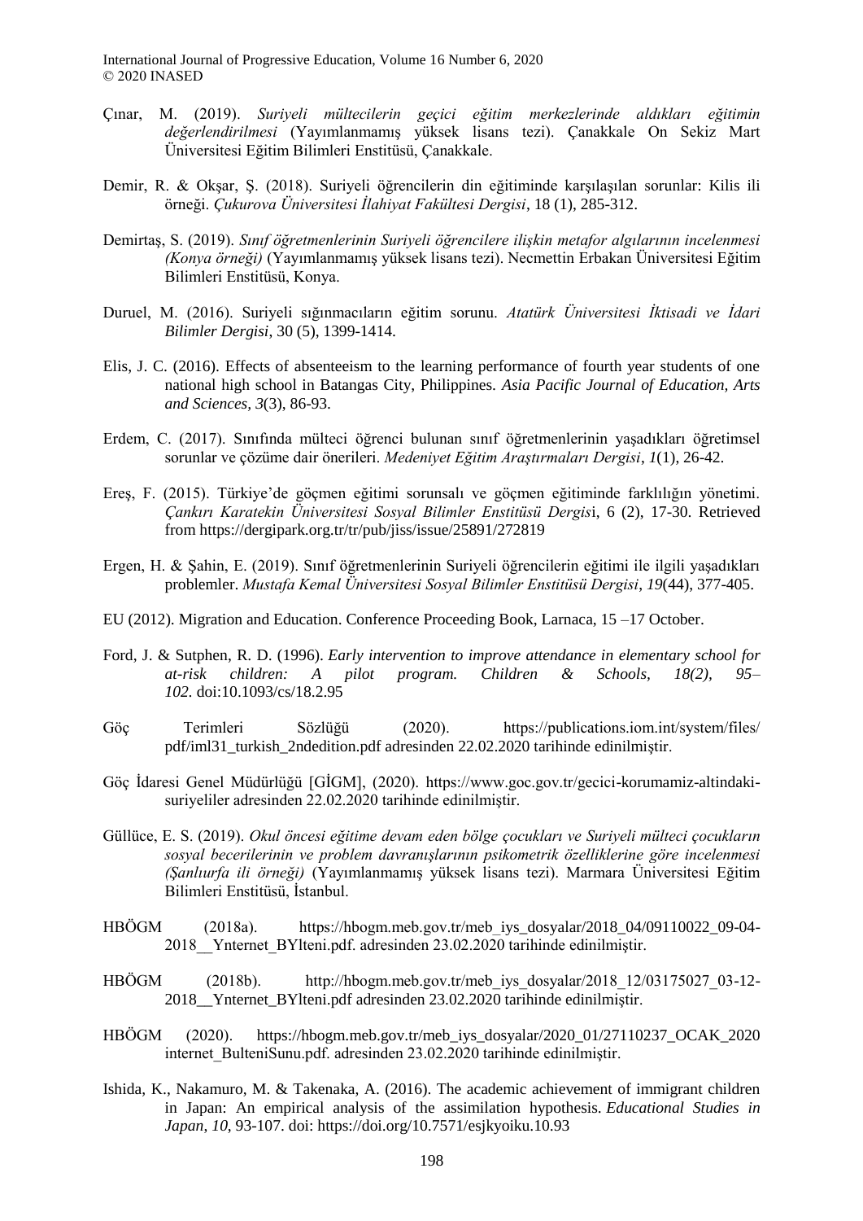Çınar, M. (2019). *Suriyeli mültecilerin geçici eğitim merkezlerinde aldıkları eğitimin değerlendirilmesi* (Yayımlanmamış yüksek lisans tezi). Çanakkale On Sekiz Mart Üniversitesi Eğitim Bilimleri Enstitüsü, Çanakkale.

Demir, R. & Okşar, Ş. (2018). Suriyeli öğrencilerin din eğitiminde karşılaşılan sorunlar: Kilis ili örneği. *Çukurova Üniversitesi İlahiyat Fakültesi Dergisi*, 18 (1), 285-312.

Demirtaş, S. (2019). *Sınıf öğretmenlerinin Suriyeli öğrencilere ilişkin metafor algılarının incelenmesi (Konya örneği)* (Yayımlanmamış yüksek lisans tezi). Necmettin Erbakan Üniversitesi Eğitim Bilimleri Enstitüsü, Konya.

Duruel, M. (2016). Suriyeli sığınmacıların eğitim sorunu. *Atatürk Üniversitesi İktisadi ve İdari Bilimler Dergisi*, 30 (5), 1399-1414.

Elis, J. C. (2016). Effects of absenteeism to the learning performance of fourth year students of one national high school in Batangas City, Philippines. *Asia Pacific Journal of Education, Arts and Sciences*, *3*(3), 86-93.

Erdem, C. (2017). Sınıfında mülteci öğrenci bulunan sınıf öğretmenlerinin yaşadıkları öğretimsel sorunlar ve çözüme dair önerileri. *Medeniyet Eğitim Araştırmaları Dergisi*, *1*(1), 26-42.

Ereş, F. (2015). Türkiye'de göçmen eğitimi sorunsalı ve göçmen eğitiminde farklılığın yönetimi. *Çankırı Karatekin Üniversitesi Sosyal Bilimler Enstitüsü Dergis*i, 6 (2), 17-30. Retrieved from https://dergipark.org.tr/tr/pub/jiss/issue/25891/272819

Ergen, H. & Şahin, E. (2019). Sınıf öğretmenlerinin Suriyeli öğrencilerin eğitimi ile ilgili yaşadıkları problemler. *Mustafa Kemal Üniversitesi Sosyal Bilimler Enstitüsü Dergisi*, *19*(44), 377-405.

EU (2012). Migration and Education. Conference Proceeding Book, Larnaca, 15 –17 October.

Ford, J. & Sutphen, R. D. (1996). *Early intervention to improve attendance in elementary school for at-risk children: A pilot program. Children & Schools, 18(2), 95–102.* doi:10.1093/cs/18.2.95

Göç Terimleri Sözlüğü (2020). https://publications.iom.int/system/files/pdf/iml31_turkish_2ndedition.pdf adresinden 22.02.2020 tarihinde edinilmiştir.

Göç İdaresi Genel Müdürlüğü [GİGM], (2020). https://www.goc.gov.tr/gecici-korumamiz-altindaki-suriyeliler adresinden 22.02.2020 tarihinde edinilmiştir.

Güllüce, E. S. (2019). *Okul öncesi eğitime devam eden bölge çocukları ve Suriyeli mülteci çocukların sosyal becerilerinin ve problem davranışlarının psikometrik özelliklerine göre incelenmesi (Şanlıurfa ili örneği)* (Yayımlanmamış yüksek lisans tezi). Marmara Üniversitesi Eğitim Bilimleri Enstitüsü, İstanbul.

HBÖGM (2018a). https://hbogm.meb.gov.tr/meb_iys_dosyalar/2018_04/09110022_09-04-2018__Ynternet_BYlteni.pdf. adresinden 23.02.2020 tarihinde edinilmiştir.

HBÖGM (2018b). http://hbogm.meb.gov.tr/meb_iys_dosyalar/2018_12/03175027_03-12-2018__Ynternet_BYlteni.pdf adresinden 23.02.2020 tarihinde edinilmiştir.

HBÖGM (2020). https://hbogm.meb.gov.tr/meb_iys_dosyalar/2020_01/27110237_OCAK_2020 internet_BulteniSunu.pdf. adresinden 23.02.2020 tarihinde edinilmiştir.

Ishida, K., Nakamuro, M. & Takenaka, A. (2016). The academic achievement of immigrant children in Japan: An empirical analysis of the assimilation hypothesis. *Educational Studies in Japan*, *10*, 93-107. doi: https://doi.org/10.7571/esjkyoiku.10.93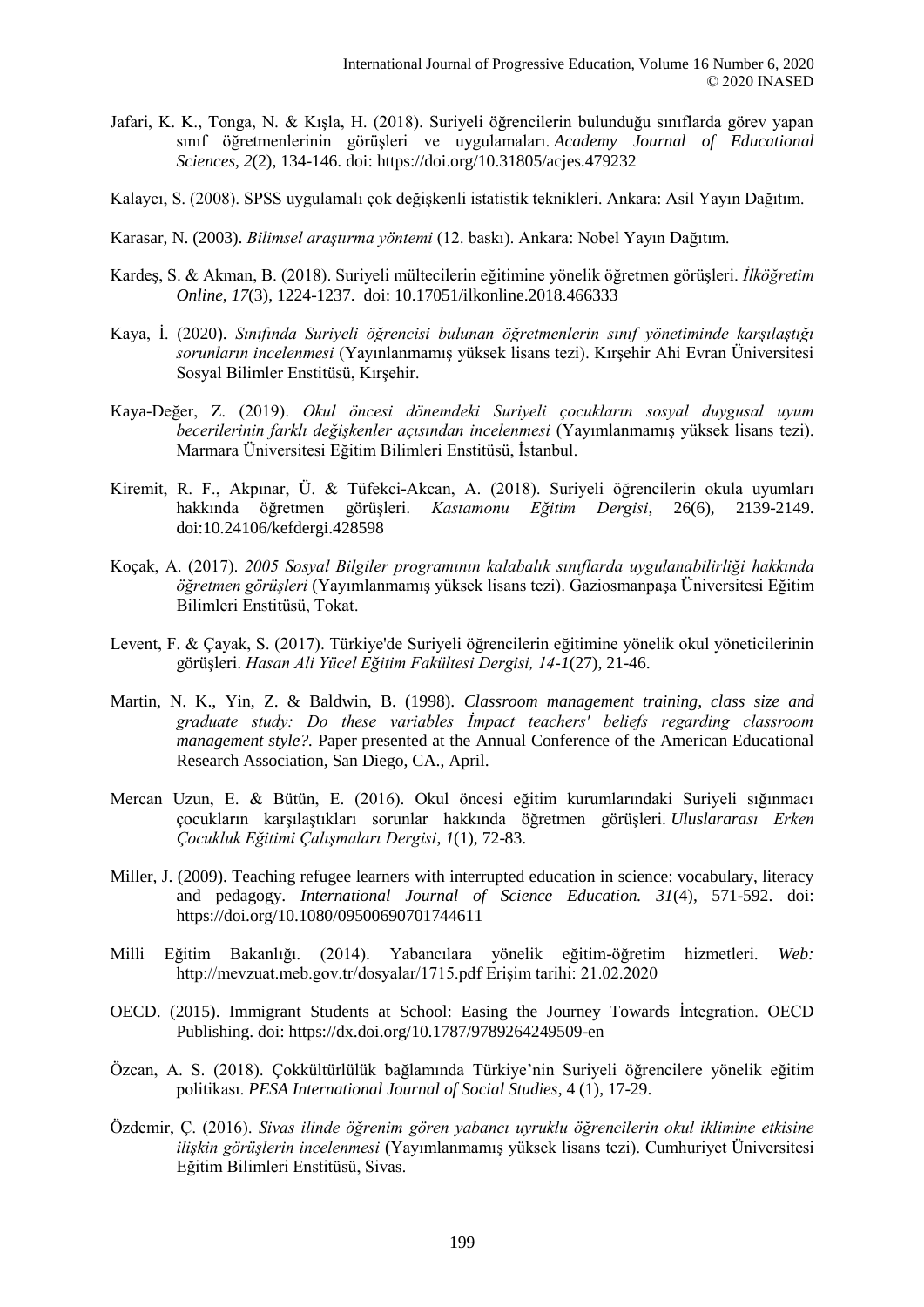Jafari, K. K., Tonga, N. & Kışla, H. (2018). Suriyeli öğrencilerin bulunduğu sınıflarda görev yapan sınıf öğretmenlerinin görüşleri ve uygulamaları. *Academy Journal of Educational Sciences*, *2*(2), 134-146. doi: https://doi.org/10.31805/acjes.479232

Kalaycı, S. (2008). SPSS uygulamalı çok değişkenli istatistik teknikleri. Ankara: Asil Yayın Dağıtım.

Karasar, N. (2003). *Bilimsel araştırma yöntemi* (12. baskı). Ankara: Nobel Yayın Dağıtım.

Kardeş, S. & Akman, B. (2018). Suriyeli mültecilerin eğitimine yönelik öğretmen görüşleri. *İlköğretim Online*, *17*(3), 1224-1237. doi: 10.17051/ilkonline.2018.466333

Kaya, İ. (2020). *Sınıfında Suriyeli öğrencisi bulunan öğretmenlerin sınıf yönetiminde karşılaştığı sorunların incelenmesi* (Yayınlanmamış yüksek lisans tezi). Kırşehir Ahi Evran Üniversitesi Sosyal Bilimler Enstitüsü, Kırşehir.

Kaya-Değer, Z. (2019). *Okul öncesi dönemdeki Suriyeli çocukların sosyal duygusal uyum becerilerinin farklı değişkenler açısından incelenmesi* (Yayımlanmamış yüksek lisans tezi). Marmara Üniversitesi Eğitim Bilimleri Enstitüsü, İstanbul.

Kiremit, R. F., Akpınar, Ü. & Tüfekci-Akcan, A. (2018). Suriyeli öğrencilerin okula uyumları hakkında öğretmen görüşleri. *Kastamonu Eğitim Dergisi*, 26(6), 2139-2149. doi:10.24106/kefdergi.428598

Koçak, A. (2017). *2005 Sosyal Bilgiler programının kalabalık sınıflarda uygulanabilirliği hakkında öğretmen görüşleri* (Yayımlanmamış yüksek lisans tezi). Gaziosmanpaşa Üniversitesi Eğitim Bilimleri Enstitüsü, Tokat.

Levent, F. & Çayak, S. (2017). Türkiye'de Suriyeli öğrencilerin eğitimine yönelik okul yöneticilerinin görüşleri. *Hasan Ali Yücel Eğitim Fakültesi Dergisi, 14-1*(27), 21-46.

Martin, N. K., Yin, Z. & Baldwin, B. (1998). *Classroom management training, class size and graduate study: Do these variables İmpact teachers' beliefs regarding classroom management style?.* Paper presented at the Annual Conference of the American Educational Research Association, San Diego, CA., April.

Mercan Uzun, E. & Bütün, E. (2016). Okul öncesi eğitim kurumlarındaki Suriyeli sığınmacı çocukların karşılaştıkları sorunlar hakkında öğretmen görüşleri. *Uluslararası Erken Çocukluk Eğitimi Çalışmaları Dergisi*, *1*(1), 72-83.

Miller, J. (2009). Teaching refugee learners with interrupted education in science: vocabulary, literacy and pedagogy. *International Journal of Science Education. 31*(4), 571-592. doi: https://doi.org/10.1080/09500690701744611

Milli Eğitim Bakanlığı. (2014). Yabancılara yönelik eğitim-öğretim hizmetleri. *Web:* http://mevzuat.meb.gov.tr/dosyalar/1715.pdf Erişim tarihi: 21.02.2020

OECD. (2015). Immigrant Students at School: Easing the Journey Towards İntegration. OECD Publishing. doi: https://dx.doi.org/10.1787/9789264249509-en

Özcan, A. S. (2018). Çokkültürlülük bağlamında Türkiye'nin Suriyeli öğrencilere yönelik eğitim politikası. *PESA International Journal of Social Studies*, 4 (1), 17-29.

Özdemir, Ç. (2016). *Sivas ilinde öğrenim gören yabancı uyruklu öğrencilerin okul iklimine etkisine ilişkin görüşlerin incelenmesi* (Yayımlanmamış yüksek lisans tezi). Cumhuriyet Üniversitesi Eğitim Bilimleri Enstitüsü, Sivas.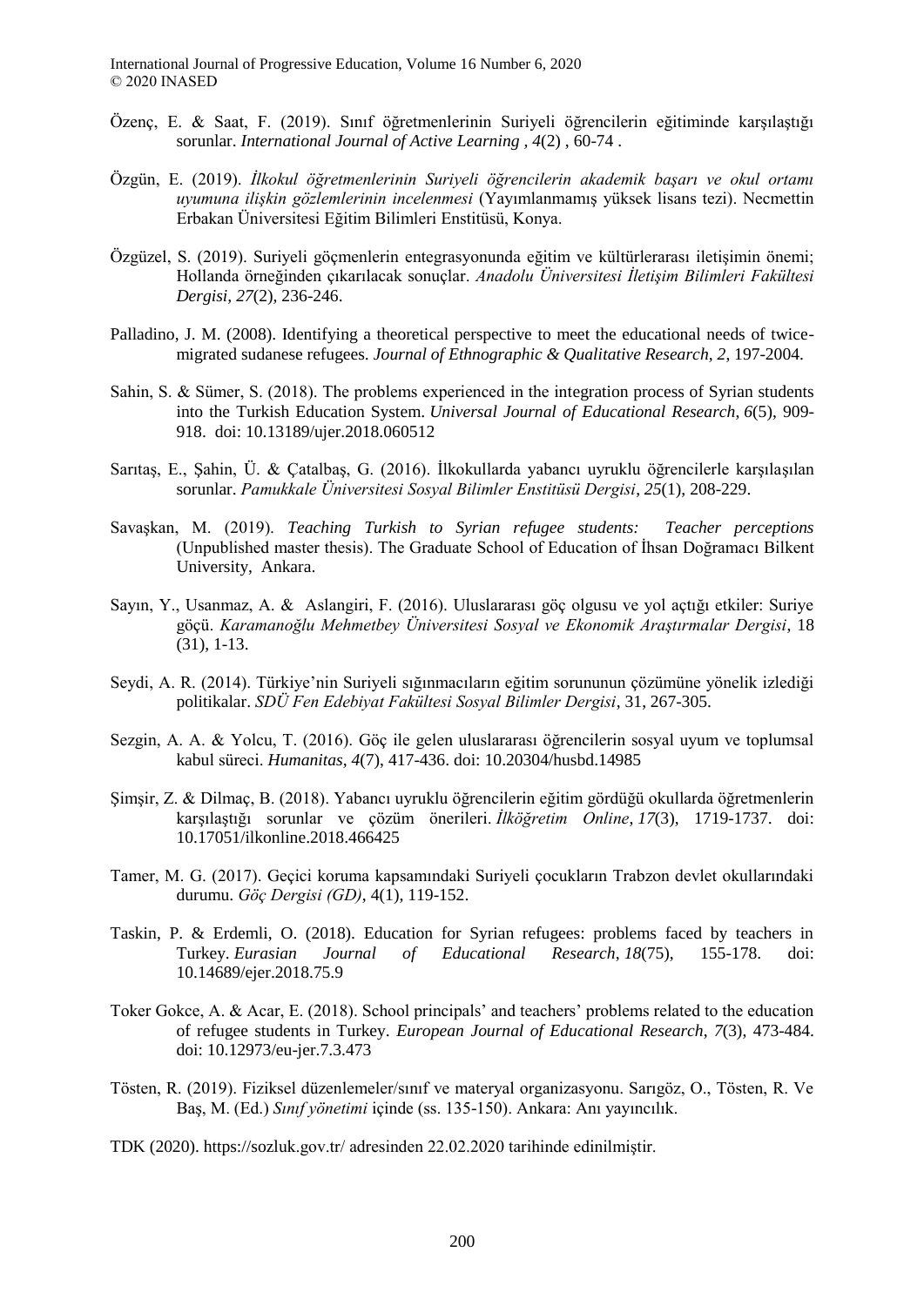Özenç, E. & Saat, F. (2019). Sınıf öğretmenlerinin Suriyeli öğrencilerin eğitiminde karşılaştığı sorunlar. *International Journal of Active Learning , 4*(2) , 60-74 .

Özgün, E. (2019). *İlkokul öğretmenlerinin Suriyeli öğrencilerin akademik başarı ve okul ortamı uyumuna ilişkin gözlemlerinin incelenmesi* (Yayımlanmamış yüksek lisans tezi). Necmettin Erbakan Üniversitesi Eğitim Bilimleri Enstitüsü, Konya.

Özgüzel, S. (2019). Suriyeli göçmenlerin entegrasyonunda eğitim ve kültürlerarası iletişimin önemi; Hollanda örneğinden çıkarılacak sonuçlar. *Anadolu Üniversitesi İletişim Bilimleri Fakültesi Dergisi, 27*(2), 236-246.

Palladino, J. M. (2008). Identifying a theoretical perspective to meet the educational needs of twice-migrated sudanese refugees. *Journal of Ethnographic & Qualitative Research, 2*, 197-2004.

Sahin, S. & Sümer, S. (2018). The problems experienced in the integration process of Syrian students into the Turkish Education System. *Universal Journal of Educational Research, 6*(5), 909-918. doi: 10.13189/ujer.2018.060512

Sarıtaş, E., Şahin, Ü. & Çatalbaş, G. (2016). İlkokullarda yabancı uyruklu öğrencilerle karşılaşılan sorunlar. *Pamukkale Üniversitesi Sosyal Bilimler Enstitüsü Dergisi*, *25*(1), 208-229.

Savaşkan, M. (2019). *Teaching Turkish to Syrian refugee students: Teacher perceptions* (Unpublished master thesis). The Graduate School of Education of İhsan Doğramacı Bilkent University, Ankara.

Sayın, Y., Usanmaz, A. & Aslangiri, F. (2016). Uluslararası göç olgusu ve yol açtığı etkiler: Suriye göçü. *Karamanoğlu Mehmetbey Üniversitesi Sosyal ve Ekonomik Araştırmalar Dergisi*, 18 (31), 1-13.

Seydi, A. R. (2014). Türkiye'nin Suriyeli sığınmacıların eğitim sorununun çözümüne yönelik izlediği politikalar. *SDÜ Fen Edebiyat Fakültesi Sosyal Bilimler Dergisi*, 31, 267-305.

Sezgin, A. A. & Yolcu, T. (2016). Göç ile gelen uluslararası öğrencilerin sosyal uyum ve toplumsal kabul süreci. *Humanitas, 4*(7), 417-436. doi: 10.20304/husbd.14985

Şimşir, Z. & Dilmaç, B. (2018). Yabancı uyruklu öğrencilerin eğitim gördüğü okullarda öğretmenlerin karşılaştığı sorunlar ve çözüm önerileri. *İlköğretim Online*, *17*(3), 1719-1737. doi: 10.17051/ilkonline.2018.466425

Tamer, M. G. (2017). Geçici koruma kapsamındaki Suriyeli çocukların Trabzon devlet okullarındaki durumu. *Göç Dergisi (GD)*, 4(1), 119-152.

Taskin, P. & Erdemli, O. (2018). Education for Syrian refugees: problems faced by teachers in Turkey. *Eurasian Journal of Educational Research*, *18*(75), 155-178. doi: 10.14689/ejer.2018.75.9

Toker Gokce, A. & Acar, E. (2018). School principals' and teachers' problems related to the education of refugee students in Turkey. *European Journal of Educational Research*, *7*(3), 473-484. doi: 10.12973/eu-jer.7.3.473

Tösten, R. (2019). Fiziksel düzenlemeler/sınıf ve materyal organizasyonu. Sarıgöz, O., Tösten, R. Ve Baş, M. (Ed.) *Sınıf yönetimi* içinde (ss. 135-150). Ankara: Anı yayıncılık.

TDK (2020). https://sozluk.gov.tr/ adresinden 22.02.2020 tarihinde edinilmiştir.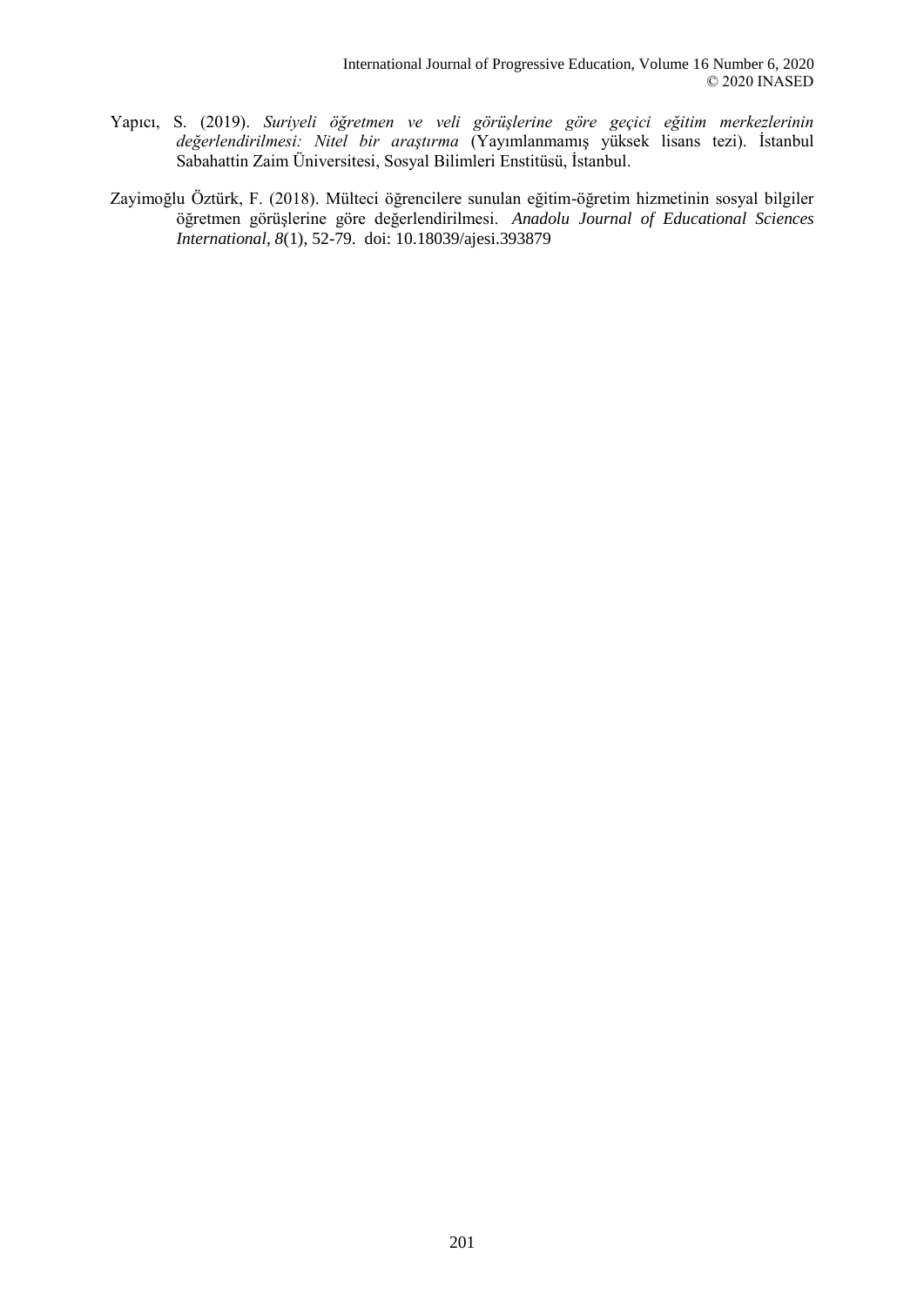Yapıcı, S. (2019). *Suriyeli öğretmen ve veli görüşlerine göre geçici eğitim merkezlerinin değerlendirilmesi: Nitel bir araştırma* (Yayımlanmamış yüksek lisans tezi). İstanbul Sabahattin Zaim Üniversitesi, Sosyal Bilimleri Enstitüsü, İstanbul.

Zayimoğlu Öztürk, F. (2018). Mülteci öğrencilere sunulan eğitim-öğretim hizmetinin sosyal bilgiler öğretmen görüşlerine göre değerlendirilmesi. *Anadolu Journal of Educational Sciences International, 8*(1), 52-79. doi: 10.18039/ajesi.393879